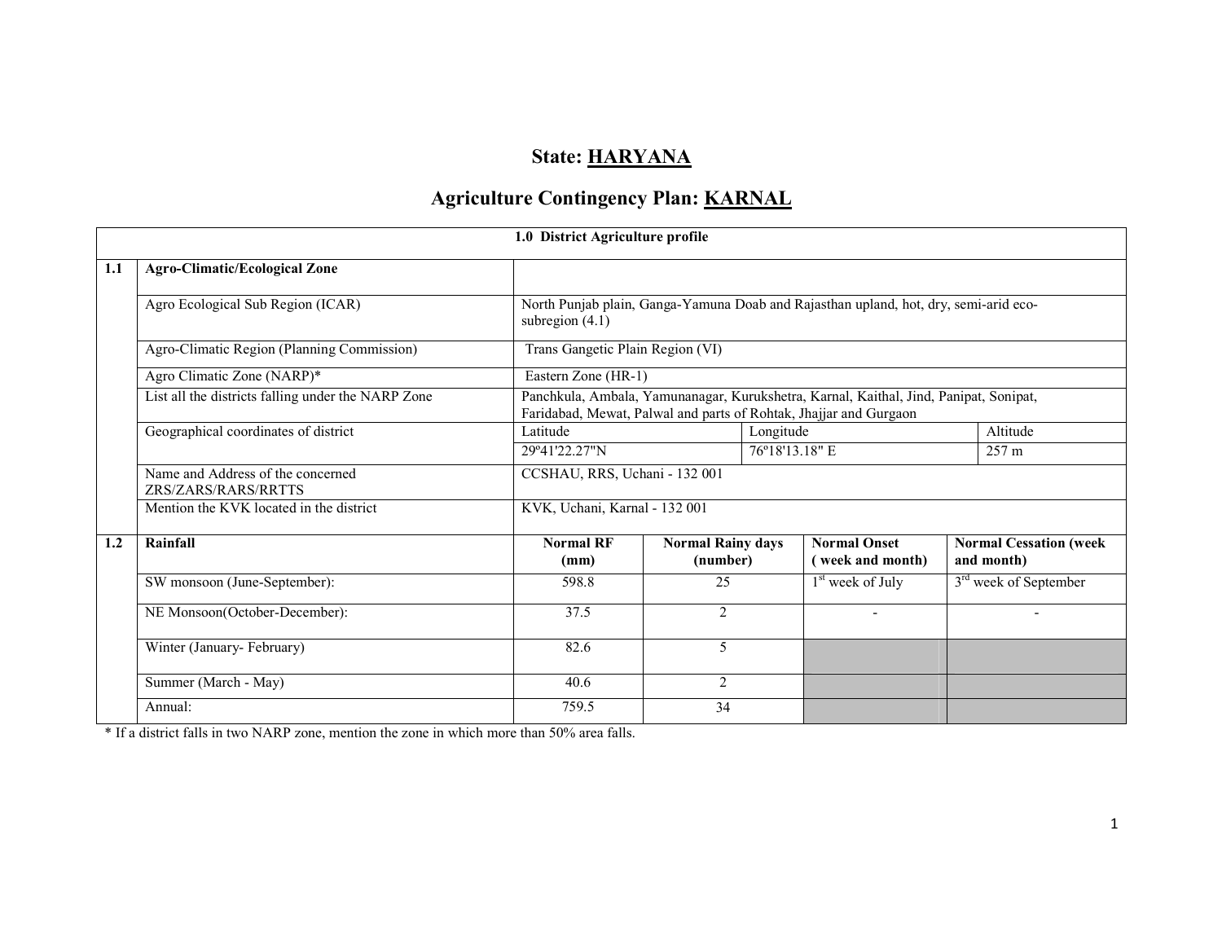# State: HARYANA

## Agriculture Contingency Plan: KARNAL

| 1.0 District Agriculture profile | | | | | | |
|---|---|---|---|---|---|---|
| 1.1 | Agro-Climatic/Ecological Zone | | | | | |
| | Agro Ecological Sub Region (ICAR) | North Punjab plain, Ganga-Yamuna Doab and Rajasthan upland, hot, dry, semi-arid eco-subregion (4.1) | | | | |
| | Agro-Climatic Region (Planning Commission) | Trans Gangetic Plain Region (VI) | | | | |
| | Agro Climatic Zone (NARP)* | Eastern Zone (HR-1) | | | | |
| | List all the districts falling under the NARP Zone | Panchkula, Ambala, Yamunanagar, Kurukshetra, Karnal, Kaithal, Jind, Panipat, Sonipat, Faridabad, Mewat, Palwal and parts of Rohtak, Jhajjar and Gurgaon | | | | |
| | Geographical coordinates of district | Latitude | | Longitude | | Altitude |
| | | 29º41'22.27"N | | 76º18'13.18" E | | 257 m |
| | Name and Address of the concerned ZRS/ZARS/RARS/RRTTS | CCSHAU, RRS, Uchani - 132 001 | | | | |
| | Mention the KVK located in the district | KVK, Uchani, Karnal - 132 001 | | | | |
| 1.2 | **Rainfall** | **Normal RF (mm)** | **Normal Rainy days (number)** | **Normal Onset ( week and month)** | **Normal Cessation (week and month)** | |
| | SW monsoon (June-September): | 598.8 | 25 | 1st week of July | 3rd week of September | |
| | NE Monsoon(October-December): | 37.5 | 2 | - | - | |
| | Winter (January- February) | 82.6 | 5 | | | |
| | Summer (March - May) | 40.6 | 2 | | | |
| | Annual: | 759.5 | 34 | | | |

* If a district falls in two NARP zone, mention the zone in which more than 50% area falls.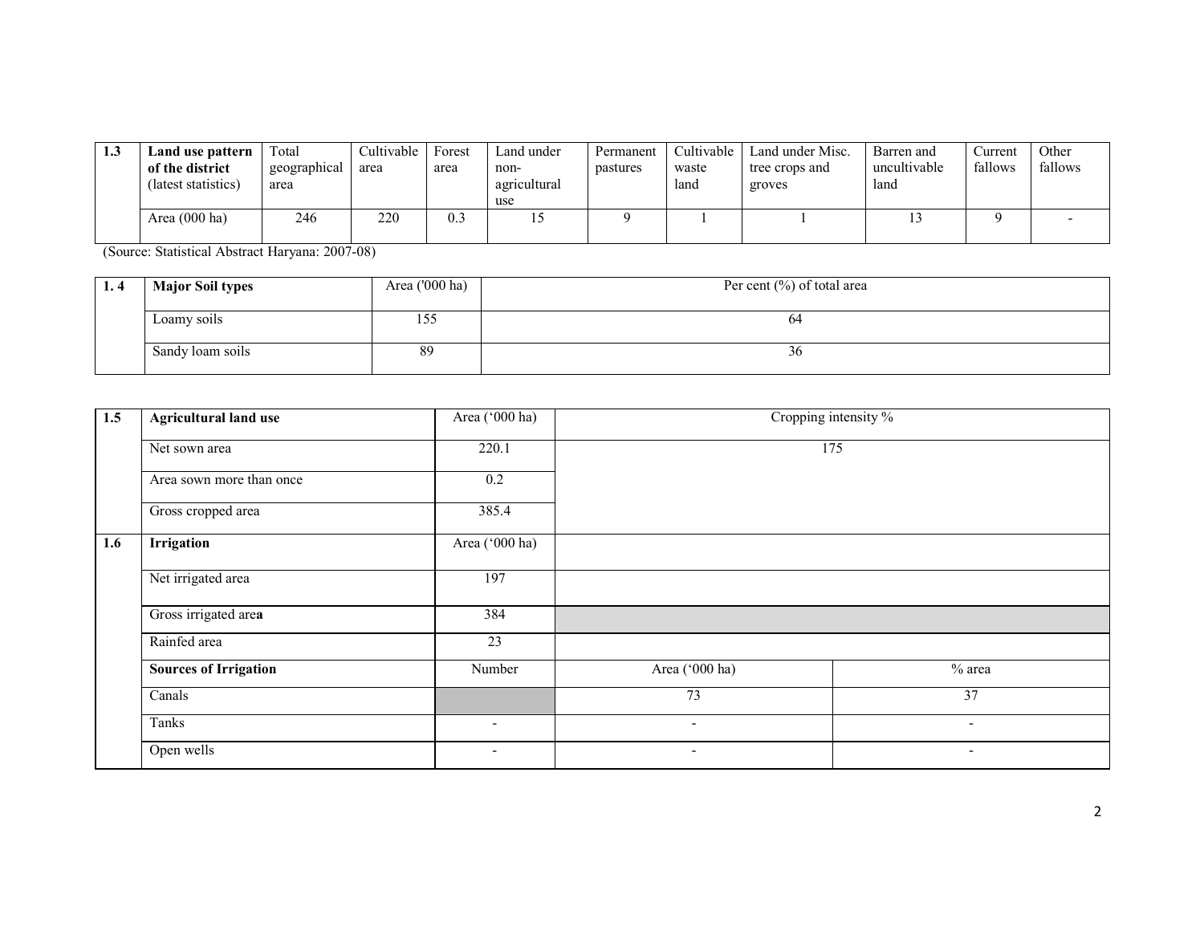| 1.3 | Land use pattern of the district (latest statistics) | Total geographical area | Cultivable area | Forest area | Land under non-agricultural use | Permanent pastures | Cultivable waste land | Land under Misc. tree crops and groves | Barren and uncultivable land | Current fallows | Other fallows |
|---|---|---|---|---|---|---|---|---|---|---|---|
| | Area (000 ha) | 246 | 220 | 0.3 | 15 | 9 | 1 | 1 | 13 | 9 | - |

(Source: Statistical Abstract Haryana: 2007-08)

| 1. 4 | Major Soil types | Area ('000 ha) | Per cent (%) of total area |
|---|---|---|---|
| | Loamy soils | 155 | 64 |
| | Sandy loam soils | 89 | 36 |

| 1.5 | Agricultural land use | Area ('000 ha) | Cropping intensity % | |
|---|---|---|---|---|
| | Net sown area | 220.1 | 175 | |
| | Area sown more than once | 0.2 | | |
| | Gross cropped area | 385.4 | | |
| 1.6 | Irrigation | Area ('000 ha) | | |
| | Net irrigated area | 197 | | |
| | Gross irrigated area | 384 | | |
| | Rainfed area | 23 | | |
| | Sources of Irrigation | Number | Area ('000 ha) | % area |
| | Canals | | 73 | 37 |
| | Tanks | - | - | - |
| | Open wells | - | - | - |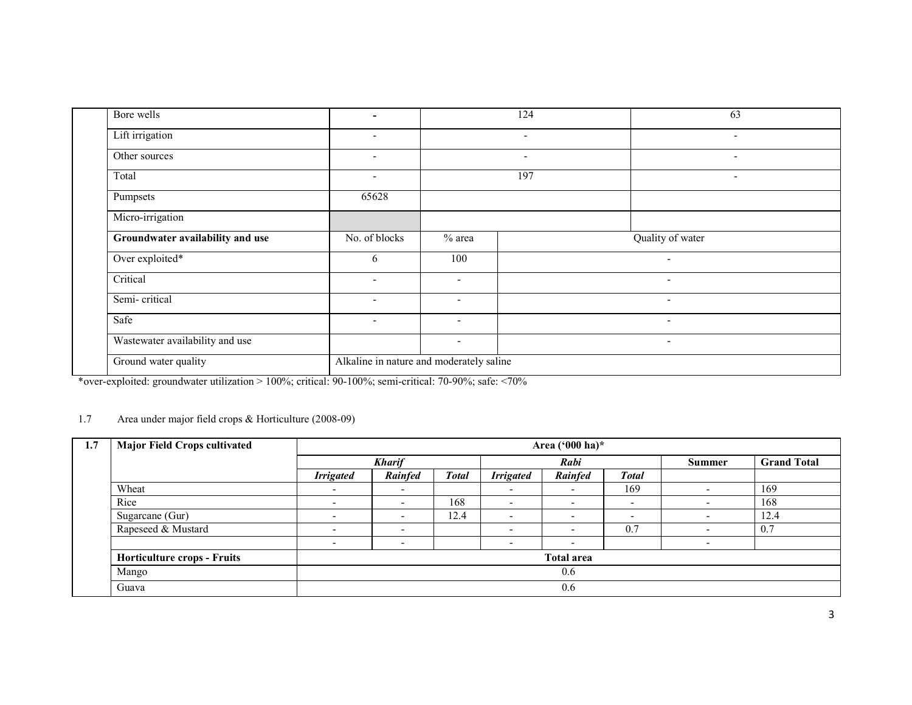| | | | | | |
|---|---|---|---|---|---|
| | Bore wells | - | 124 | | 63 |
| | Lift irrigation | - | - | | - |
| | Other sources | - | - | | - |
| | Total | - | 197 | | - |
| | Pumpsets | 65628 | | | |
| | Micro-irrigation | | | | |
| | **Groundwater availability and use** | No. of blocks | % area | Quality of water | |
| | Over exploited* | 6 | 100 | - | |
| | Critical | - | - | - | |
| | Semi- critical | - | - | - | |
| | Safe | - | - | - | |
| | Wastewater availability and use | | - | - | |
| | Ground water quality | Alkaline in nature and moderately saline | | | |

*over-exploited: groundwater utilization > 100%; critical: 90-100%; semi-critical: 70-90%; safe: <70%

1.7 Area under major field crops & Horticulture (2008-09)

| **1.7** | **Major Field Crops cultivated** | **Area ('000 ha)*** | | | | | | | |
|---|---|---|---|---|---|---|---|---|---|
| | | ***Kharif*** | | | ***Rabi*** | | | **Summer** | **Grand Total** |
| | | ***Irrigated*** | ***Rainfed*** | ***Total*** | ***Irrigated*** | ***Rainfed*** | ***Total*** | | |
| | Wheat | - | - | | - | - | 169 | - | 169 |
| | Rice | - | - | 168 | - | - | - | - | 168 |
| | Sugarcane (Gur) | - | - | 12.4 | - | - | - | - | 12.4 |
| | Rapeseed & Mustard | - | - | | - | - | 0.7 | - | 0.7 |
| | | - | - | | - | - | | - | |
| | **Horticulture crops - Fruits** | **Total area** | | | | | | | |
| | Mango | 0.6 | | | | | | | |
| | Guava | 0.6 | | | | | | | |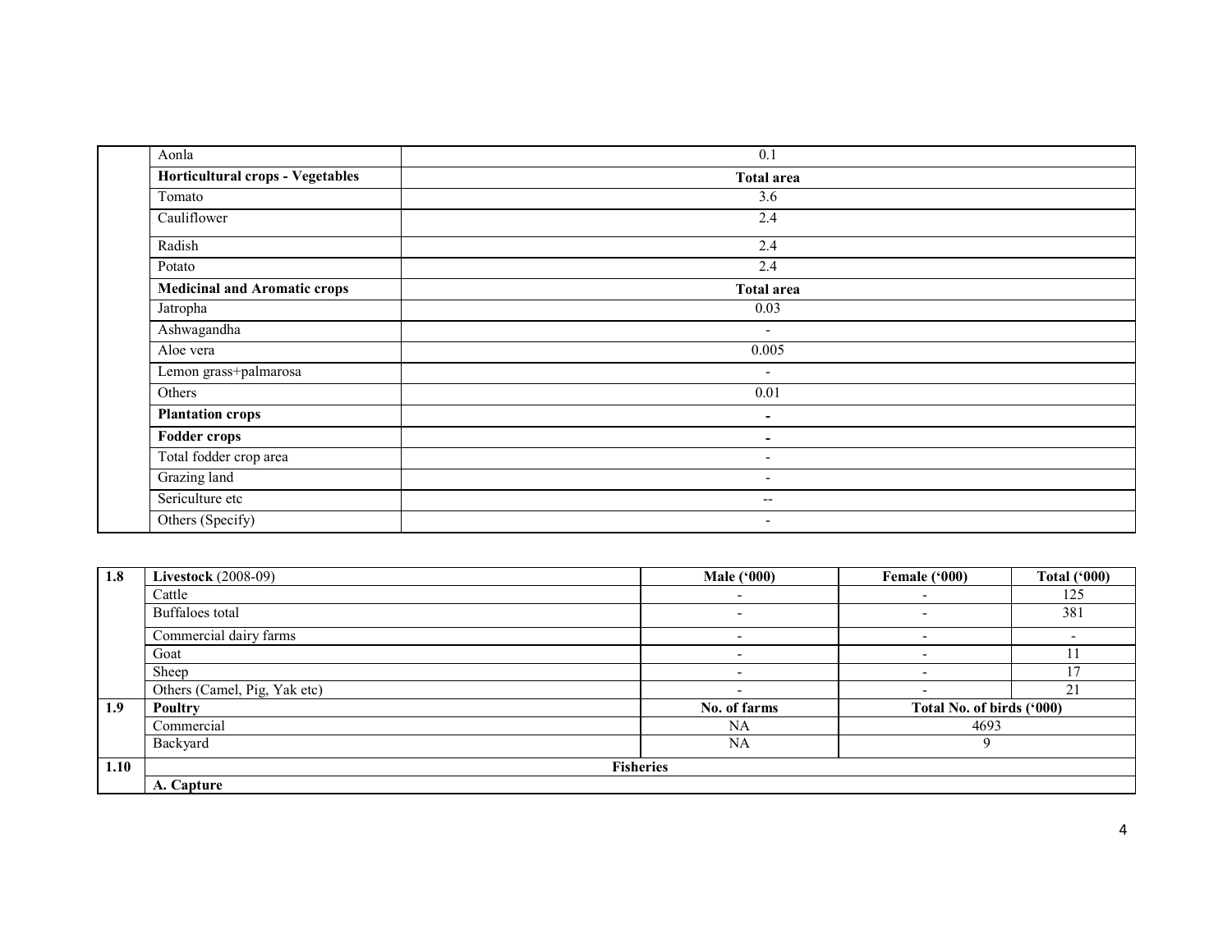| | | |
|---|---|---|
| | Aonla | 0.1 |
| | **Horticultural crops - Vegetables** | **Total area** |
| | Tomato | 3.6 |
| | Cauliflower | 2.4 |
| | Radish | 2.4 |
| | Potato | 2.4 |
| | **Medicinal and Aromatic crops** | **Total area** |
| | Jatropha | 0.03 |
| | Ashwagandha | - |
| | Aloe vera | 0.005 |
| | Lemon grass+palmarosa | - |
| | Others | 0.01 |
| | **Plantation crops** | **-** |
| | **Fodder crops** | **-** |
| | Total fodder crop area | - |
| | Grazing land | - |
| | Sericulture etc | -- |
| | Others (Specify) | - |

| 1.8 | **Livestock** (2008-09) | **Male ('000)** | **Female ('000)** | **Total ('000)** |
|---|---|---|---|---|
| | Cattle | - | - | 125 |
| | Buffaloes total | - | - | 381 |
| | Commercial dairy farms | - | - | - |
| | Goat | - | - | 11 |
| | Sheep | - | - | 17 |
| | Others (Camel, Pig, Yak etc) | - | - | 21 |
| **1.9** | **Poultry** | **No. of farms** | **Total No. of birds ('000)** | |
| | Commercial | NA | 4693 | |
| | Backyard | NA | 9 | |
| **1.10** | **Fisheries** | | | |
| | **A. Capture** | | | |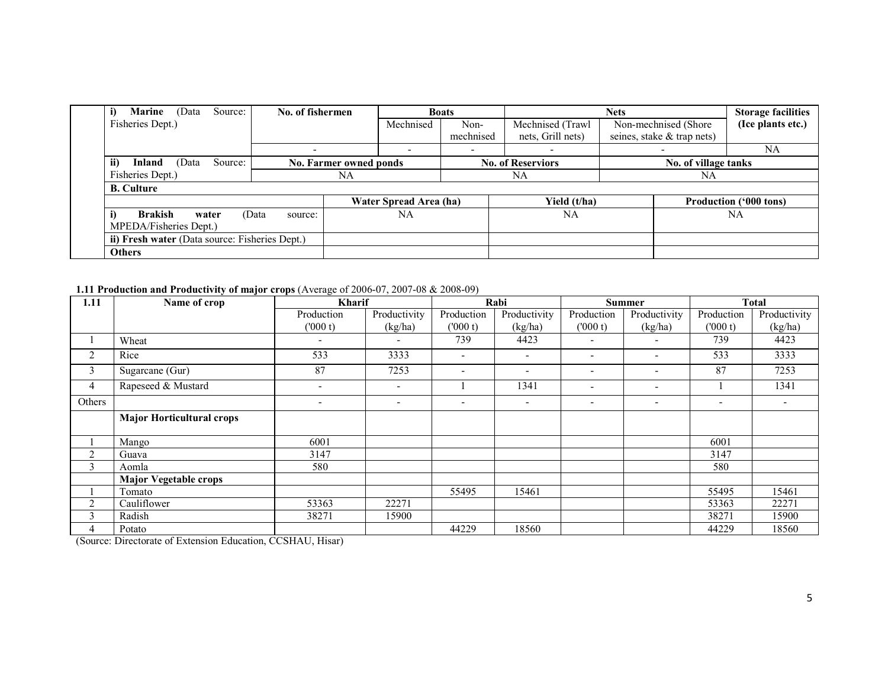| i) Marine (Data Source: Fisheries Dept.) | No. of fishermen | Boats | | Nets | | Storage facilities (Ice plants etc.) |
|---|---|---|---|---|---|---|
| | | Mechnised | Non-mechnised | Mechnised (Trawl nets, Grill nets) | Non-mechnised (Shore seines, stake & trap nets) | |
| | - | - | - | - | - | NA |
| ii) Inland (Data Source: Fisheries Dept.) | No. Farmer owned ponds | | No. of Reserviors | | No. of village tanks | |
| | NA | | NA | | NA | |

| B. Culture | | | |
|---|---|---|---|
| | Water Spread Area (ha) | Yield (t/ha) | Production ('000 tons) |
| i) Brakish water (Data source: MPEDA/Fisheries Dept.) | NA | NA | NA |
| ii) Fresh water (Data source: Fisheries Dept.) | | | |
| Others | | | |

**1.11 Production and Productivity of major crops** (Average of 2006-07, 2007-08 & 2008-09)

| 1.11 | Name of crop | Kharif | | Rabi | | Summer | | Total | |
|---|---|---|---|---|---|---|---|---|---|
| | | Production ('000 t) | Productivity (kg/ha) | Production ('000 t) | Productivity (kg/ha) | Production ('000 t) | Productivity (kg/ha) | Production ('000 t) | Productivity (kg/ha) |
| 1 | Wheat | - | - | 739 | 4423 | - | - | 739 | 4423 |
| 2 | Rice | 533 | 3333 | - | - | - | - | 533 | 3333 |
| 3 | Sugarcane (Gur) | 87 | 7253 | - | - | - | - | 87 | 7253 |
| 4 | Rapeseed & Mustard | - | - | 1 | 1341 | - | - | 1 | 1341 |
| Others | | - | - | - | - | - | - | - | - |
| | **Major Horticultural crops** | | | | | | | | |
| 1 | Mango | 6001 | | | | | | 6001 | |
| 2 | Guava | 3147 | | | | | | 3147 | |
| 3 | Aomla | 580 | | | | | | 580 | |
| | **Major Vegetable crops** | | | | | | | | |
| 1 | Tomato | | | 55495 | 15461 | | | 55495 | 15461 |
| 2 | Cauliflower | 53363 | 22271 | | | | | 53363 | 22271 |
| 3 | Radish | 38271 | 15900 | | | | | 38271 | 15900 |
| 4 | Potato | | | 44229 | 18560 | | | 44229 | 18560 |

(Source: Directorate of Extension Education, CCSHAU, Hisar)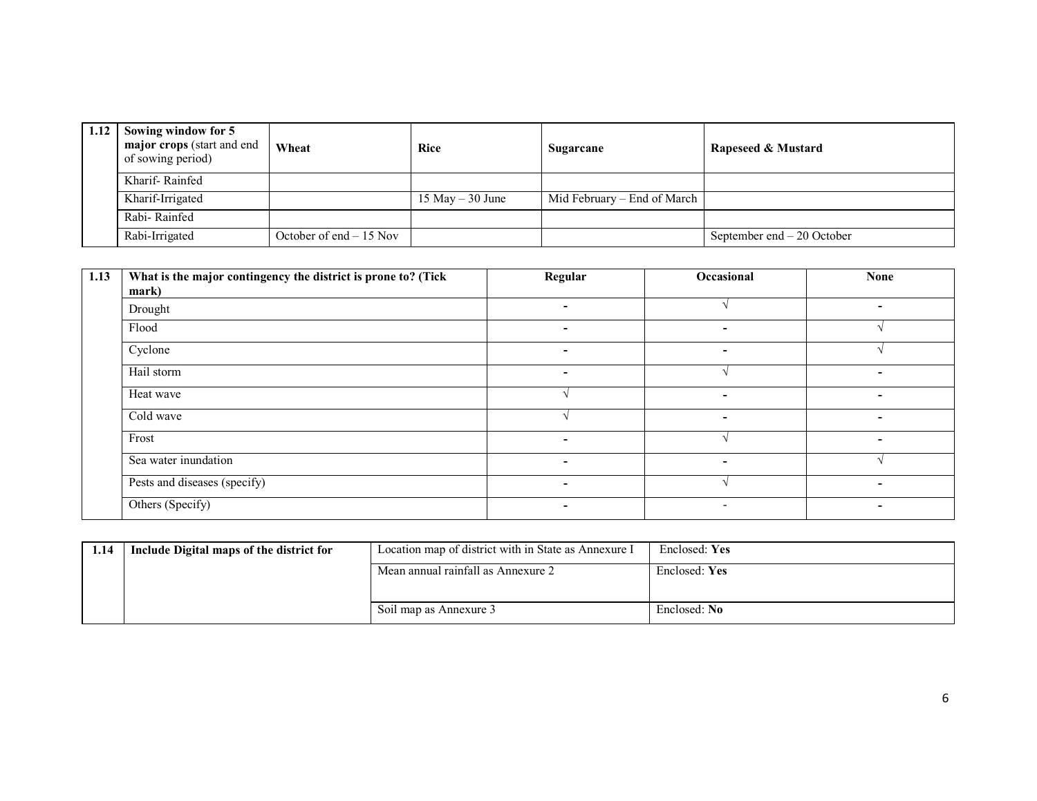| 1.12 | Sowing window for 5 major crops (start and end of sowing period) | Wheat | Rice | Sugarcane | Rapeseed & Mustard |
|---|---|---|---|---|---|
| | Kharif- Rainfed | | | | |
| | Kharif-Irrigated | | 15 May – 30 June | Mid February – End of March | |
| | Rabi- Rainfed | | | | |
| | Rabi-Irrigated | October of end – 15 Nov | | | September end – 20 October |

| 1.13 | What is the major contingency the district is prone to? (Tick mark) | Regular | Occasional | None |
|---|---|---|---|---|
| | Drought | - | √ | - |
| | Flood | - | - | √ |
| | Cyclone | - | - | √ |
| | Hail storm | - | √ | - |
| | Heat wave | √ | - | - |
| | Cold wave | √ | - | - |
| | Frost | - | √ | - |
| | Sea water inundation | - | - | √ |
| | Pests and diseases (specify) | - | √ | - |
| | Others (Specify) | - | - | - |

| 1.14 | Include Digital maps of the district for | Location map of district with in State as Annexure I | Enclosed: **Yes** |
|---|---|---|---|
| | | Mean annual rainfall as Annexure 2 | Enclosed: **Yes** |
| | | Soil map as Annexure 3 | Enclosed: **No** |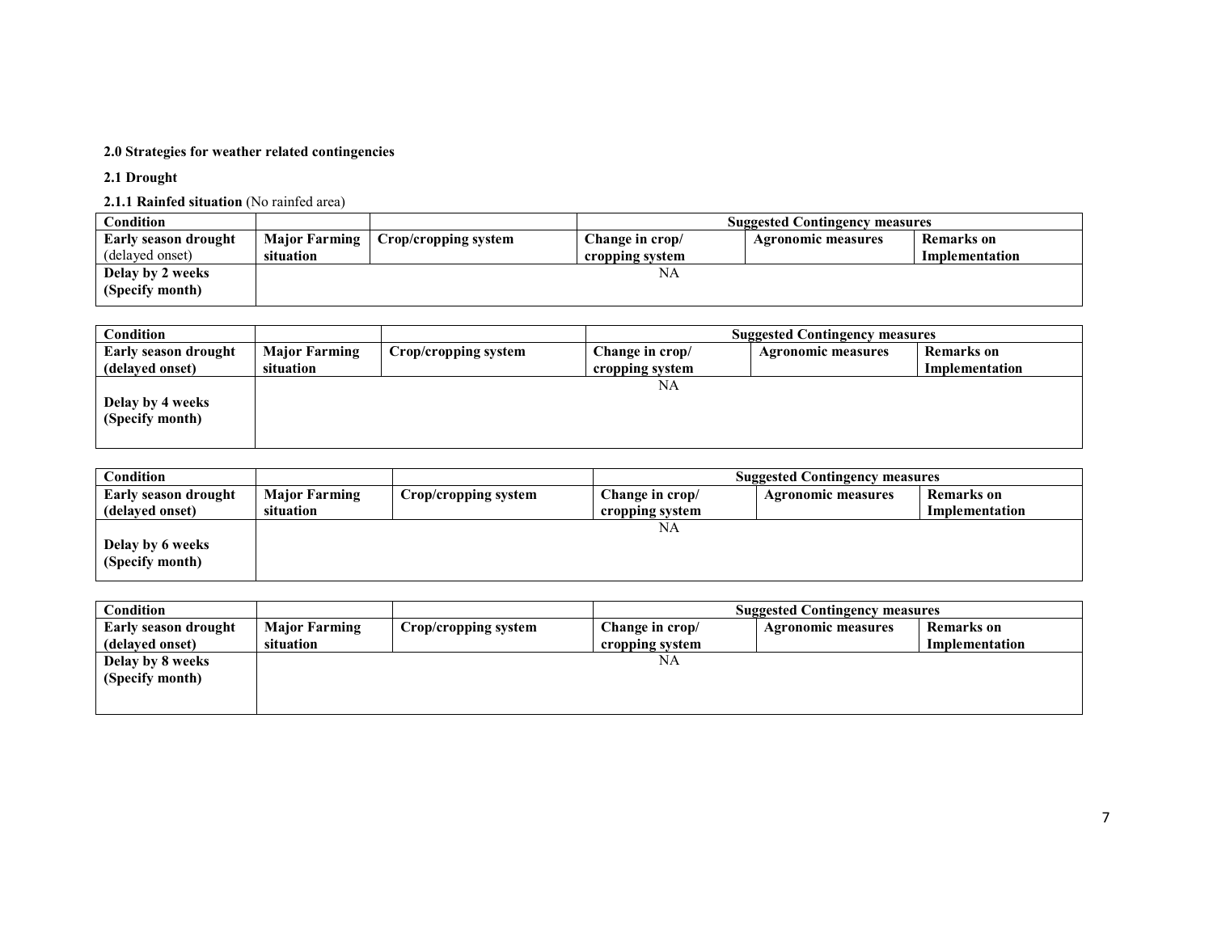**2.0 Strategies for weather related contingencies**

**2.1 Drought**

**2.1.1 Rainfed situation** (No rainfed area)

| **Condition** | | | **Suggested Contingency measures** | | |
|---|---|---|---|---|---|
| **Early season drought** (delayed onset) | **Major Farming situation** | **Crop/cropping system** | **Change in crop/ cropping system** | **Agronomic measures** | **Remarks on Implementation** |
| **Delay by 2 weeks (Specify month)** | NA | | | | |

| **Condition** | | | **Suggested Contingency measures** | | |
|---|---|---|---|---|---|
| **Early season drought (delayed onset)** | **Major Farming situation** | **Crop/cropping system** | **Change in crop/ cropping system** | **Agronomic measures** | **Remarks on Implementation** |
| **Delay by 4 weeks (Specify month)** | NA | | | | |

| **Condition** | | | **Suggested Contingency measures** | | |
|---|---|---|---|---|---|
| **Early season drought (delayed onset)** | **Major Farming situation** | **Crop/cropping system** | **Change in crop/ cropping system** | **Agronomic measures** | **Remarks on Implementation** |
| **Delay by 6 weeks (Specify month)** | NA | | | | |

| **Condition** | | | **Suggested Contingency measures** | | |
|---|---|---|---|---|---|
| **Early season drought (delayed onset)** | **Major Farming situation** | **Crop/cropping system** | **Change in crop/ cropping system** | **Agronomic measures** | **Remarks on Implementation** |
| **Delay by 8 weeks (Specify month)** | NA | | | | |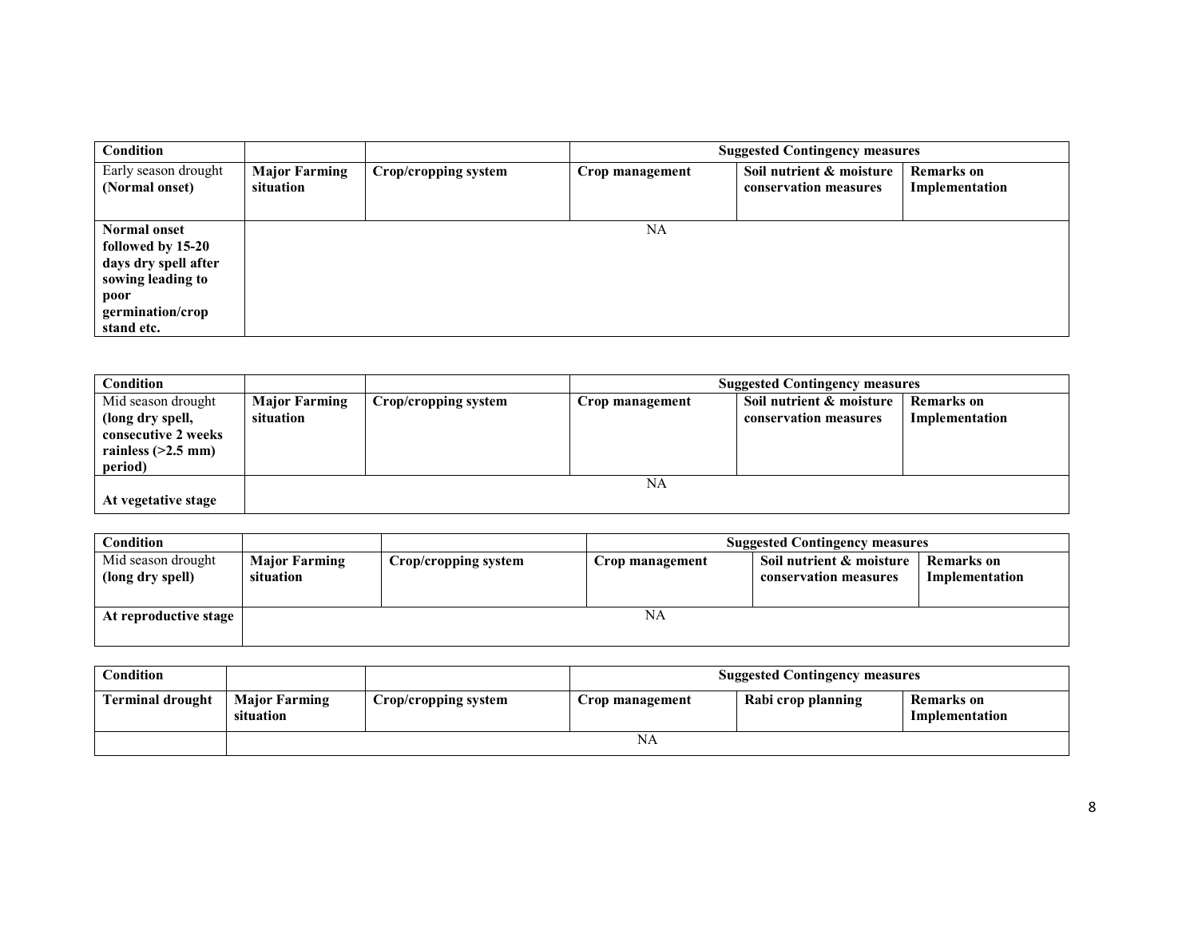| Condition | | | Suggested Contingency measures | | |
|---|---|---|---|---|---|
| Early season drought **(Normal onset)** | **Major Farming situation** | **Crop/cropping system** | **Crop management** | **Soil nutrient & moisture conservation measures** | **Remarks on Implementation** |
| **Normal onset followed by 15-20 days dry spell after sowing leading to poor germination/crop stand etc.** | NA | | | | |

| Condition | | | Suggested Contingency measures | | |
|---|---|---|---|---|---|
| Mid season drought **(long dry spell, consecutive 2 weeks rainless (>2.5 mm) period)** | **Major Farming situation** | **Crop/cropping system** | **Crop management** | **Soil nutrient & moisture conservation measures** | **Remarks on Implementation** |
| **At vegetative stage** | NA | | | | |

| Condition | | | Suggested Contingency measures | | |
|---|---|---|---|---|---|
| Mid season drought **(long dry spell)** | **Major Farming situation** | **Crop/cropping system** | **Crop management** | **Soil nutrient & moisture conservation measures** | **Remarks on Implementation** |
| **At reproductive stage** | NA | | | | |

| Condition | | | Suggested Contingency measures | | |
|---|---|---|---|---|---|
| **Terminal drought** | **Major Farming situation** | **Crop/cropping system** | **Crop management** | **Rabi crop planning** | **Remarks on Implementation** |
| | NA | | | | |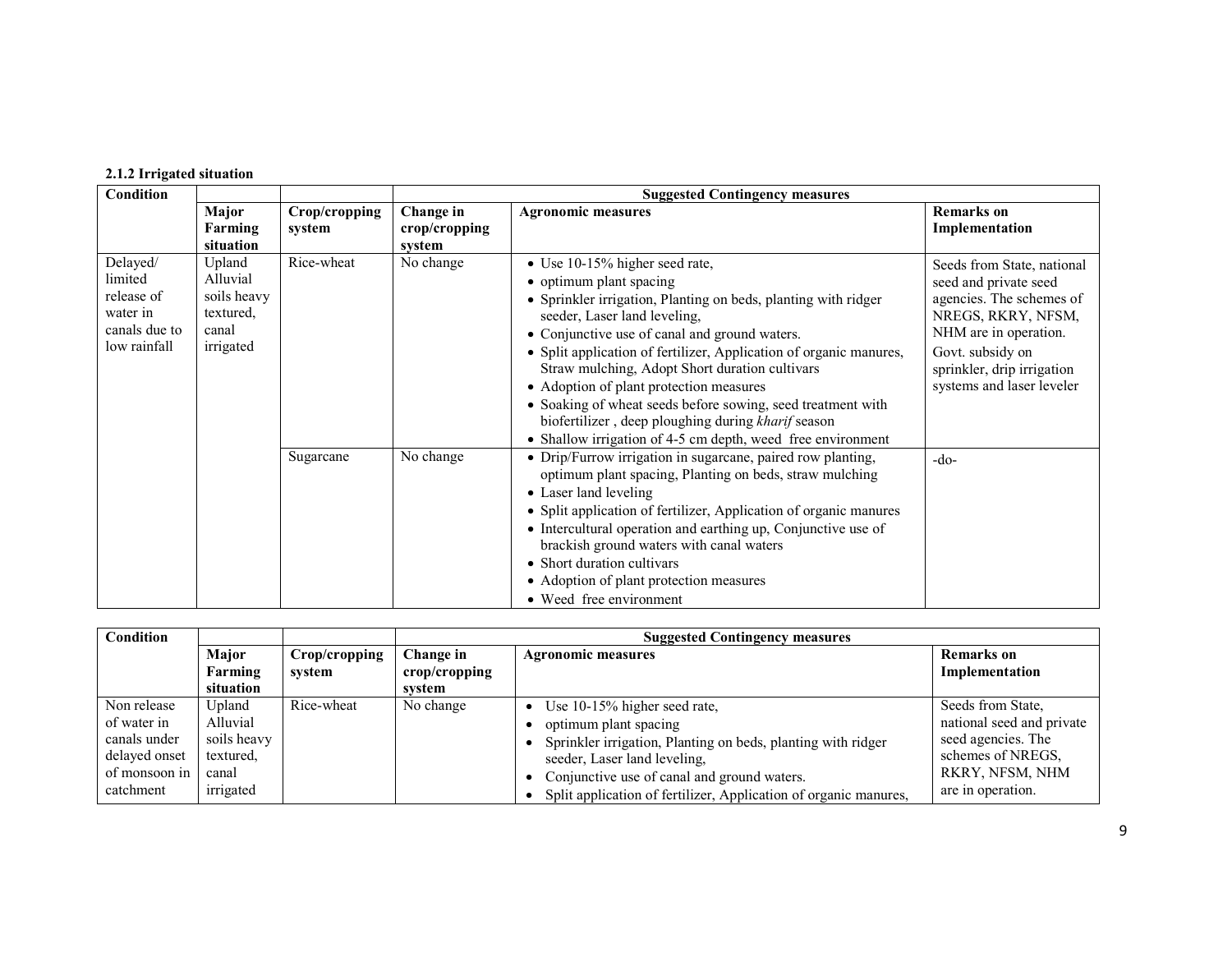**2.1.2 Irrigated situation**

| Condition | | | Suggested Contingency measures | | |
|---|---|---|---|---|---|
| | Major Farming situation | Crop/cropping system | Change in crop/cropping system | Agronomic measures | Remarks on Implementation |
| Delayed/ limited release of water in canals due to low rainfall | Upland Alluvial soils heavy textured, canal irrigated | Rice-wheat | No change | • Use 10-15% higher seed rate,<br>• optimum plant spacing<br>• Sprinkler irrigation, Planting on beds, planting with ridger seeder, Laser land leveling,<br>• Conjunctive use of canal and ground waters.<br>• Split application of fertilizer, Application of organic manures, Straw mulching, Adopt Short duration cultivars<br>• Adoption of plant protection measures<br>• Soaking of wheat seeds before sowing, seed treatment with biofertilizer , deep ploughing during *kharif* season<br>• Shallow irrigation of 4-5 cm depth, weed free environment | Seeds from State, national seed and private seed agencies. The schemes of NREGS, RKRY, NFSM, NHM are in operation. Govt. subsidy on sprinkler, drip irrigation systems and laser leveler |
| | | Sugarcane | No change | • Drip/Furrow irrigation in sugarcane, paired row planting, optimum plant spacing, Planting on beds, straw mulching<br>• Laser land leveling<br>• Split application of fertilizer, Application of organic manures<br>• Intercultural operation and earthing up, Conjunctive use of brackish ground waters with canal waters<br>• Short duration cultivars<br>• Adoption of plant protection measures<br>• Weed free environment | -do- |

| Condition | | | Suggested Contingency measures | | |
|---|---|---|---|---|---|
| | Major Farming situation | Crop/cropping system | Change in crop/cropping system | Agronomic measures | Remarks on Implementation |
| Non release of water in canals under delayed onset of monsoon in catchment | Upland Alluvial soils heavy textured, canal irrigated | Rice-wheat | No change | • Use 10-15% higher seed rate,<br>• optimum plant spacing<br>• Sprinkler irrigation, Planting on beds, planting with ridger seeder, Laser land leveling,<br>• Conjunctive use of canal and ground waters.<br>• Split application of fertilizer, Application of organic manures, | Seeds from State, national seed and private seed agencies. The schemes of NREGS, RKRY, NFSM, NHM are in operation. |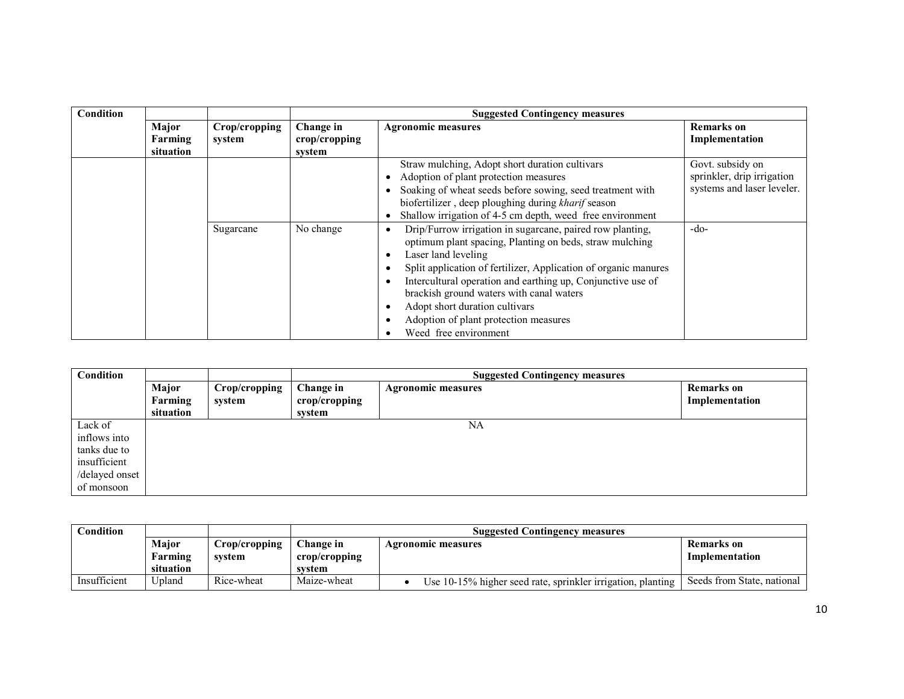| Condition | | | Suggested Contingency measures | | |
|---|---|---|---|---|---|
| | Major Farming situation | Crop/cropping system | Change in crop/cropping system | Agronomic measures | Remarks on Implementation |
| | | | | Straw mulching, Adopt short duration cultivars<br>• Adoption of plant protection measures<br>• Soaking of wheat seeds before sowing, seed treatment with biofertilizer , deep ploughing during *kharif* season<br>• Shallow irrigation of 4-5 cm depth, weed free environment | Govt. subsidy on sprinkler, drip irrigation systems and laser leveler. |
| | | Sugarcane | No change | • Drip/Furrow irrigation in sugarcane, paired row planting, optimum plant spacing, Planting on beds, straw mulching<br>• Laser land leveling<br>• Split application of fertilizer, Application of organic manures<br>• Intercultural operation and earthing up, Conjunctive use of brackish ground waters with canal waters<br>• Adopt short duration cultivars<br>• Adoption of plant protection measures<br>• Weed free environment | -do- |

| Condition | | | Suggested Contingency measures | | |
|---|---|---|---|---|---|
| | Major Farming situation | Crop/cropping system | Change in crop/cropping system | Agronomic measures | Remarks on Implementation |
| Lack of inflows into tanks due to insufficient /delayed onset of monsoon | NA | | | | |

| Condition | | | Suggested Contingency measures | | |
|---|---|---|---|---|---|
| | Major Farming situation | Crop/cropping system | Change in crop/cropping system | Agronomic measures | Remarks on Implementation |
| Insufficient | Upland | Rice-wheat | Maize-wheat | • Use 10-15% higher seed rate, sprinkler irrigation, planting | Seeds from State, national |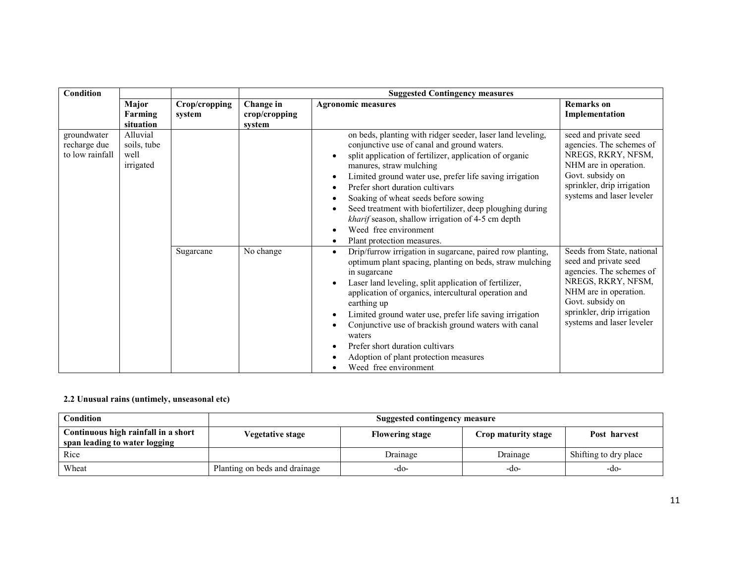| Condition | | | Suggested Contingency measures | | |
|---|---|---|---|---|---|
| | Major Farming situation | Crop/cropping system | Change in crop/cropping system | Agronomic measures | Remarks on Implementation |
| groundwater recharge due to low rainfall | Alluvial soils, tube well irrigated | | | on beds, planting with ridger seeder, laser land leveling, conjunctive use of canal and ground waters.<br>• split application of fertilizer, application of organic manures, straw mulching<br>• Limited ground water use, prefer life saving irrigation<br>• Prefer short duration cultivars<br>• Soaking of wheat seeds before sowing<br>• Seed treatment with biofertilizer, deep ploughing during *kharif* season, shallow irrigation of 4-5 cm depth<br>• Weed free environment<br>• Plant protection measures. | seed and private seed agencies. The schemes of NREGS, RKRY, NFSM, NHM are in operation. Govt. subsidy on sprinkler, drip irrigation systems and laser leveler |
| | | Sugarcane | No change | • Drip/furrow irrigation in sugarcane, paired row planting, optimum plant spacing, planting on beds, straw mulching in sugarcane<br>• Laser land leveling, split application of fertilizer, application of organics, intercultural operation and earthing up<br>• Limited ground water use, prefer life saving irrigation<br>• Conjunctive use of brackish ground waters with canal waters<br>• Prefer short duration cultivars<br>• Adoption of plant protection measures<br>• Weed free environment | Seeds from State, national seed and private seed agencies. The schemes of NREGS, RKRY, NFSM, NHM are in operation. Govt. subsidy on sprinkler, drip irrigation systems and laser leveler |

**2.2 Unusual rains (untimely, unseasonal etc)**

| Condition | Suggested contingency measure | | | |
|---|---|---|---|---|
| **Continuous high rainfall in a short span leading to water logging** | **Vegetative stage** | **Flowering stage** | **Crop maturity stage** | **Post harvest** |
| Rice | | Drainage | Drainage | Shifting to dry place |
| Wheat | Planting on beds and drainage | -do- | -do- | -do- |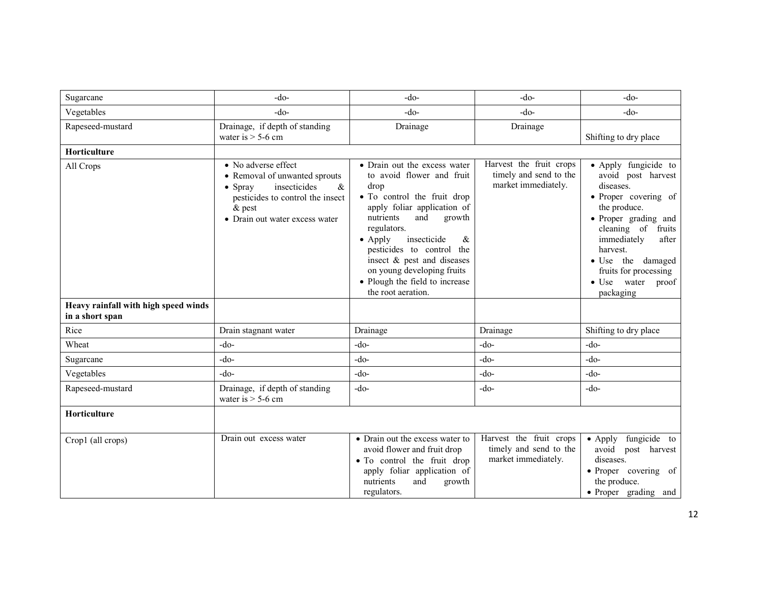| | | | | |
|---|---|---|---|---|
| Sugarcane | -do- | -do- | -do- | -do- |
| Vegetables | -do- | -do- | -do- | -do- |
| Rapeseed-mustard | Drainage, if depth of standing water is > 5-6 cm | Drainage | Drainage | Shifting to dry place |
| **Horticulture** | | | | |
| All Crops | • No adverse effect<br>• Removal of unwanted sprouts<br>• Spray insecticides & pesticides to control the insect & pest<br>• Drain out water excess water | • Drain out the excess water to avoid flower and fruit drop<br>• To control the fruit drop apply foliar application of nutrients and growth regulators.<br>• Apply insecticide & pesticides to control the insect & pest and diseases on young developing fruits<br>• Plough the field to increase the root aeration. | Harvest the fruit crops timely and send to the market immediately. | • Apply fungicide to avoid post harvest diseases.<br>• Proper covering of the produce.<br>• Proper grading and cleaning of fruits immediately after harvest.<br>• Use the damaged fruits for processing<br>• Use water proof packaging |
| **Heavy rainfall with high speed winds in a short span** | | | | |
| Rice | Drain stagnant water | Drainage | Drainage | Shifting to dry place |
| Wheat | -do- | -do- | -do- | -do- |
| Sugarcane | -do- | -do- | -do- | -do- |
| Vegetables | -do- | -do- | -do- | -do- |
| Rapeseed-mustard | Drainage, if depth of standing water is > 5-6 cm | -do- | -do- | -do- |
| **Horticulture** | | | | |
| Crop1 (all crops) | Drain out excess water | • Drain out the excess water to avoid flower and fruit drop<br>• To control the fruit drop apply foliar application of nutrients and growth regulators. | Harvest the fruit crops timely and send to the market immediately. | • Apply fungicide to avoid post harvest diseases.<br>• Proper covering of the produce.<br>• Proper grading and |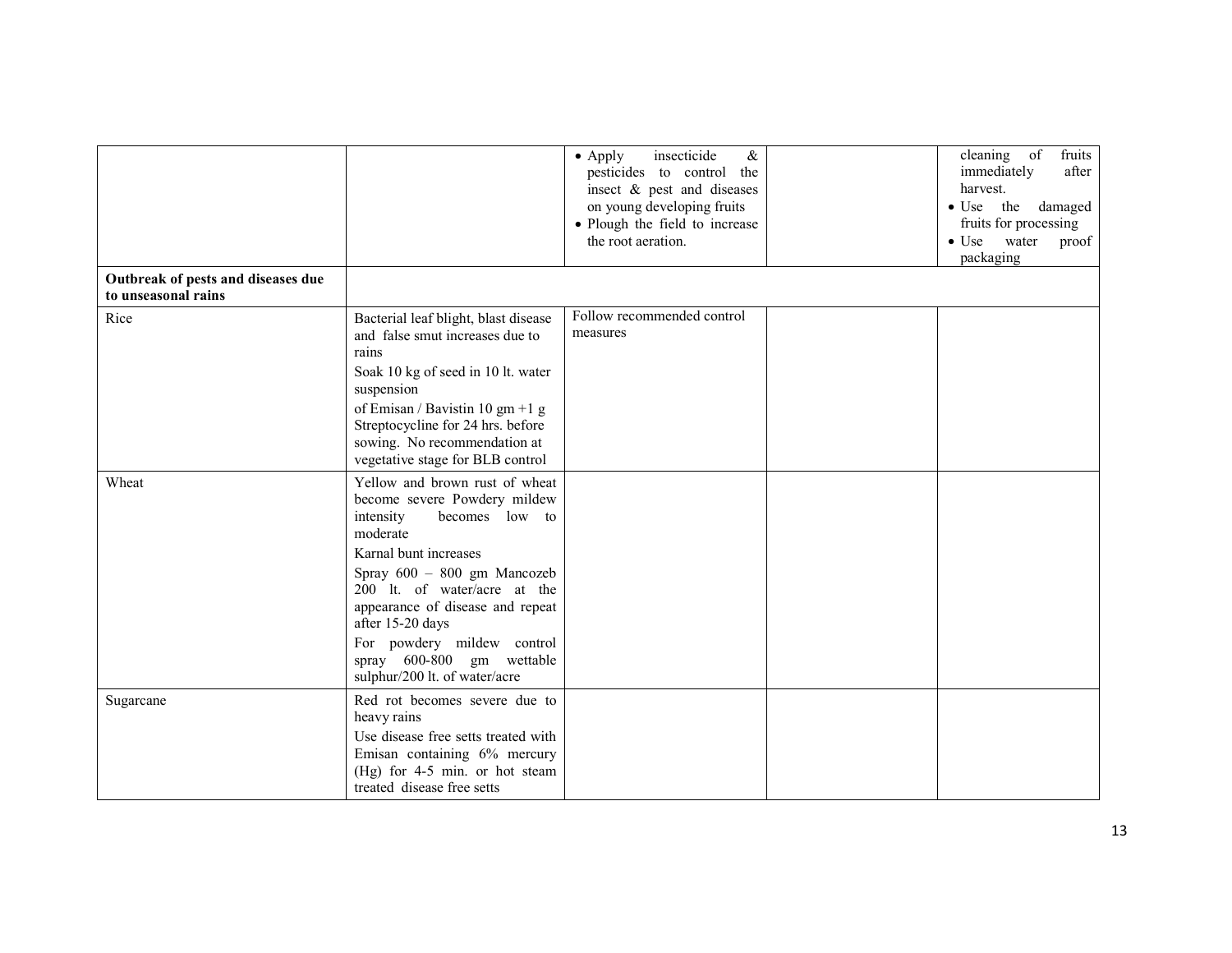| | | | | |
|---|---|---|---|---|
| | | • Apply insecticide & pesticides to control the insect & pest and diseases on young developing fruits<br>• Plough the field to increase the root aeration. | | cleaning of fruits immediately after harvest.<br>• Use the damaged fruits for processing<br>• Use water proof packaging |
| **Outbreak of pests and diseases due to unseasonal rains** | | | | |
| Rice | Bacterial leaf blight, blast disease and false smut increases due to rains<br>Soak 10 kg of seed in 10 lt. water suspension<br>of Emisan / Bavistin 10 gm +1 g Streptocycline for 24 hrs. before sowing. No recommendation at vegetative stage for BLB control | Follow recommended control measures | | |
| Wheat | Yellow and brown rust of wheat become severe Powdery mildew intensity becomes low to moderate<br>Karnal bunt increases<br>Spray 600 – 800 gm Mancozeb 200 lt. of water/acre at the appearance of disease and repeat after 15-20 days<br>For powdery mildew control spray 600-800 gm wettable sulphur/200 lt. of water/acre | | | |
| Sugarcane | Red rot becomes severe due to heavy rains<br>Use disease free setts treated with Emisan containing 6% mercury (Hg) for 4-5 min. or hot steam treated disease free setts | | | |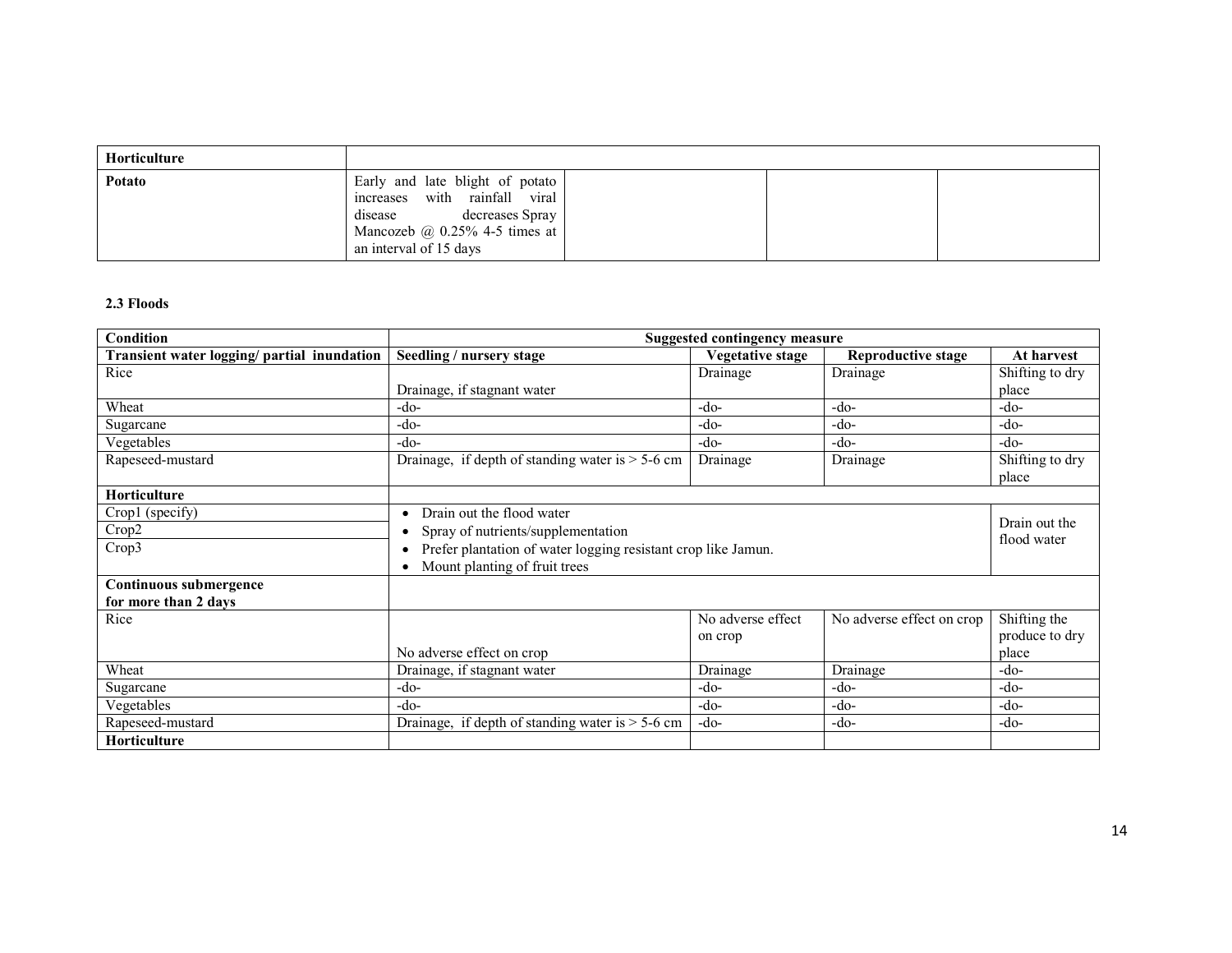| Horticulture | | | | |
|---|---|---|---|---|
| Potato | Early and late blight of potato increases with rainfall viral disease decreases Spray Mancozeb @ 0.25% 4-5 times at an interval of 15 days | | | |

**2.3 Floods**

| Condition | Suggested contingency measure | | | |
|---|---|---|---|---|
| **Transient water logging/ partial inundation** | **Seedling / nursery stage** | **Vegetative stage** | **Reproductive stage** | **At harvest** |
| Rice | Drainage, if stagnant water | Drainage | Drainage | Shifting to dry place |
| Wheat | -do- | -do- | -do- | -do- |
| Sugarcane | -do- | -do- | -do- | -do- |
| Vegetables | -do- | -do- | -do- | -do- |
| Rapeseed-mustard | Drainage, if depth of standing water is > 5-6 cm | Drainage | Drainage | Shifting to dry place |
| **Horticulture** | | | | |
| Crop1 (specify)<br>Crop2<br>Crop3 | • Drain out the flood water<br>• Spray of nutrients/supplementation<br>• Prefer plantation of water logging resistant crop like Jamun.<br>• Mount planting of fruit trees | | | Drain out the flood water |
| **Continuous submergence for more than 2 days** | | | | |
| Rice | No adverse effect on crop | No adverse effect on crop | No adverse effect on crop | Shifting the produce to dry place |
| Wheat | Drainage, if stagnant water | Drainage | Drainage | -do- |
| Sugarcane | -do- | -do- | -do- | -do- |
| Vegetables | -do- | -do- | -do- | -do- |
| Rapeseed-mustard | Drainage, if depth of standing water is > 5-6 cm | -do- | -do- | -do- |
| **Horticulture** | | | | |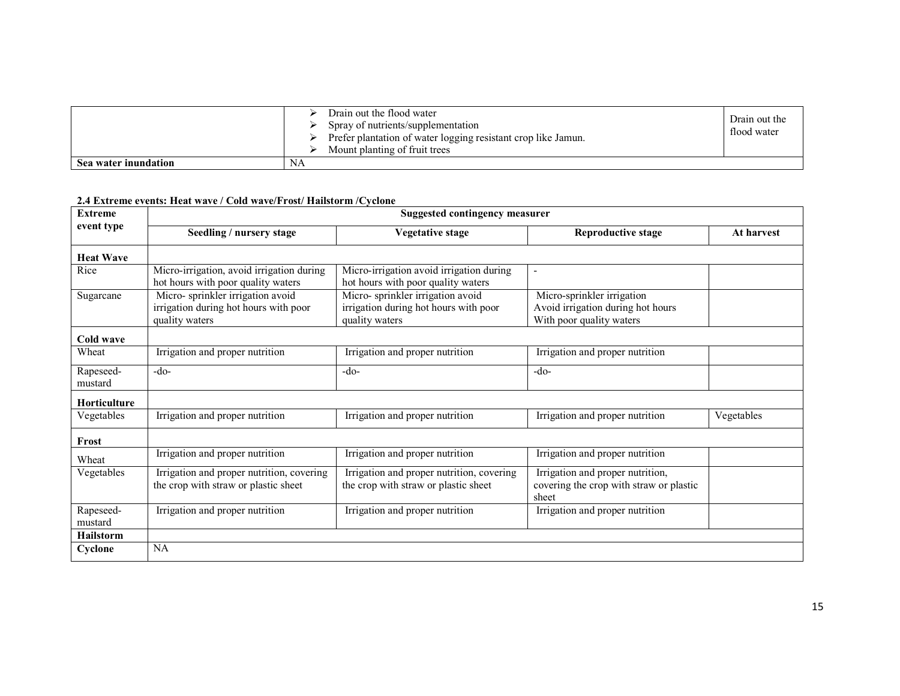| | | |
|---|---|---|
| | ➢ Drain out the flood water<br>➢ Spray of nutrients/supplementation<br>➢ Prefer plantation of water logging resistant crop like Jamun.<br>➢ Mount planting of fruit trees | Drain out the flood water |
| **Sea water inundation** | NA | |

**2.4 Extreme events: Heat wave / Cold wave/Frost/ Hailstorm /Cyclone**

| **Extreme event type** | **Suggested contingency measurer** | | | |
|---|---|---|---|---|
| | **Seedling / nursery stage** | **Vegetative stage** | **Reproductive stage** | **At harvest** |
| **Heat Wave** | | | | |
| Rice | Micro-irrigation, avoid irrigation during hot hours with poor quality waters | Micro-irrigation avoid irrigation during hot hours with poor quality waters | - | |
| Sugarcane | Micro- sprinkler irrigation avoid irrigation during hot hours with poor quality waters | Micro- sprinkler irrigation avoid irrigation during hot hours with poor quality waters | Micro-sprinkler irrigation Avoid irrigation during hot hours With poor quality waters | |
| **Cold wave** | | | | |
| Wheat | Irrigation and proper nutrition | Irrigation and proper nutrition | Irrigation and proper nutrition | |
| Rapeseed-mustard | -do- | -do- | -do- | |
| **Horticulture** | | | | |
| Vegetables | Irrigation and proper nutrition | Irrigation and proper nutrition | Irrigation and proper nutrition | Vegetables |
| **Frost** | | | | |
| Wheat | Irrigation and proper nutrition | Irrigation and proper nutrition | Irrigation and proper nutrition | |
| Vegetables | Irrigation and proper nutrition, covering the crop with straw or plastic sheet | Irrigation and proper nutrition, covering the crop with straw or plastic sheet | Irrigation and proper nutrition, covering the crop with straw or plastic sheet | |
| Rapeseed-mustard | Irrigation and proper nutrition | Irrigation and proper nutrition | Irrigation and proper nutrition | |
| **Hailstorm** | | | | |
| **Cyclone** | NA | | | |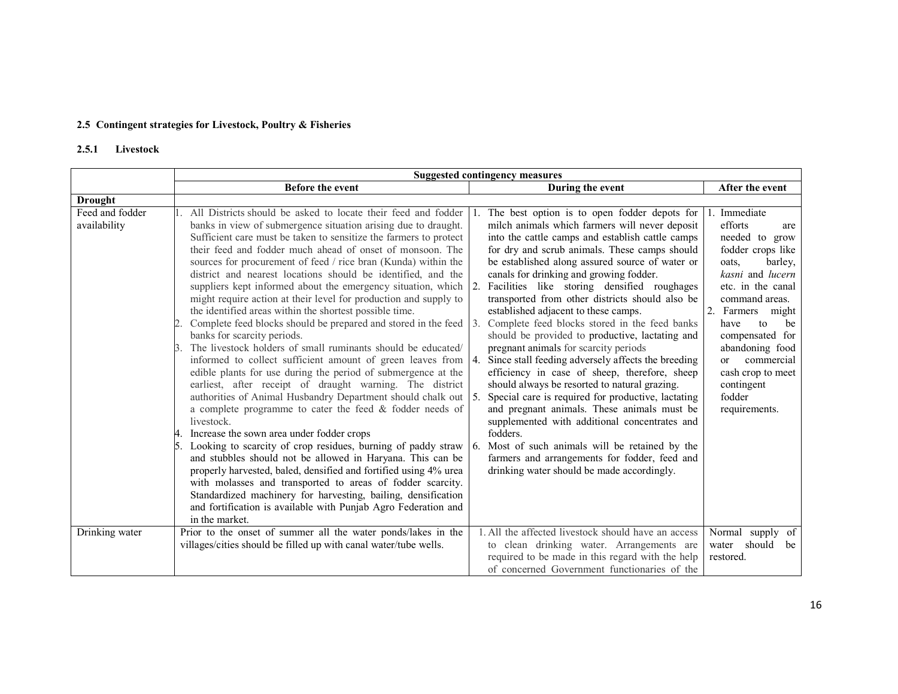## 2.5 Contingent strategies for Livestock, Poultry & Fisheries

### 2.5.1 Livestock

| | Suggested contingency measures | | |
|---|---|---|---|
| | **Before the event** | **During the event** | **After the event** |
| **Drought** | | | |
| Feed and fodder availability | 1. All Districts should be asked to locate their feed and fodder banks in view of submergence situation arising due to draught. Sufficient care must be taken to sensitize the farmers to protect their feed and fodder much ahead of onset of monsoon. The sources for procurement of feed / rice bran (Kunda) within the district and nearest locations should be identified, and the suppliers kept informed about the emergency situation, which might require action at their level for production and supply to the identified areas within the shortest possible time.<br>2. Complete feed blocks should be prepared and stored in the feed banks for scarcity periods.<br>3. The livestock holders of small ruminants should be educated/ informed to collect sufficient amount of green leaves from edible plants for use during the period of submergence at the earliest, after receipt of draught warning. The district authorities of Animal Husbandry Department should chalk out a complete programme to cater the feed & fodder needs of livestock.<br>4. Increase the sown area under fodder crops<br>5. Looking to scarcity of crop residues, burning of paddy straw and stubbles should not be allowed in Haryana. This can be properly harvested, baled, densified and fortified using 4% urea with molasses and transported to areas of fodder scarcity. Standardized machinery for harvesting, bailing, densification and fortification is available with Punjab Agro Federation and in the market. | 1. The best option is to open fodder depots for milch animals which farmers will never deposit into the cattle camps and establish cattle camps for dry and scrub animals. These camps should be established along assured source of water or canals for drinking and growing fodder.<br>2. Facilities like storing densified roughages transported from other districts should also be established adjacent to these camps.<br>3. Complete feed blocks stored in the feed banks should be provided to productive, lactating and pregnant animals for scarcity periods<br>4. Since stall feeding adversely affects the breeding efficiency in case of sheep, therefore, sheep should always be resorted to natural grazing.<br>5. Special care is required for productive, lactating and pregnant animals. These animals must be supplemented with additional concentrates and fodders.<br>6. Most of such animals will be retained by the farmers and arrangements for fodder, feed and drinking water should be made accordingly. | 1. Immediate efforts are needed to grow fodder crops like oats, barley, *kasni* and *lucern* etc. in the canal command areas.<br>2. Farmers might have to be compensated for abandoning food or commercial cash crop to meet contingent fodder requirements. |
| Drinking water | Prior to the onset of summer all the water ponds/lakes in the villages/cities should be filled up with canal water/tube wells. | 1. All the affected livestock should have an access to clean drinking water. Arrangements are required to be made in this regard with the help of concerned Government functionaries of the | Normal supply of water should be restored. |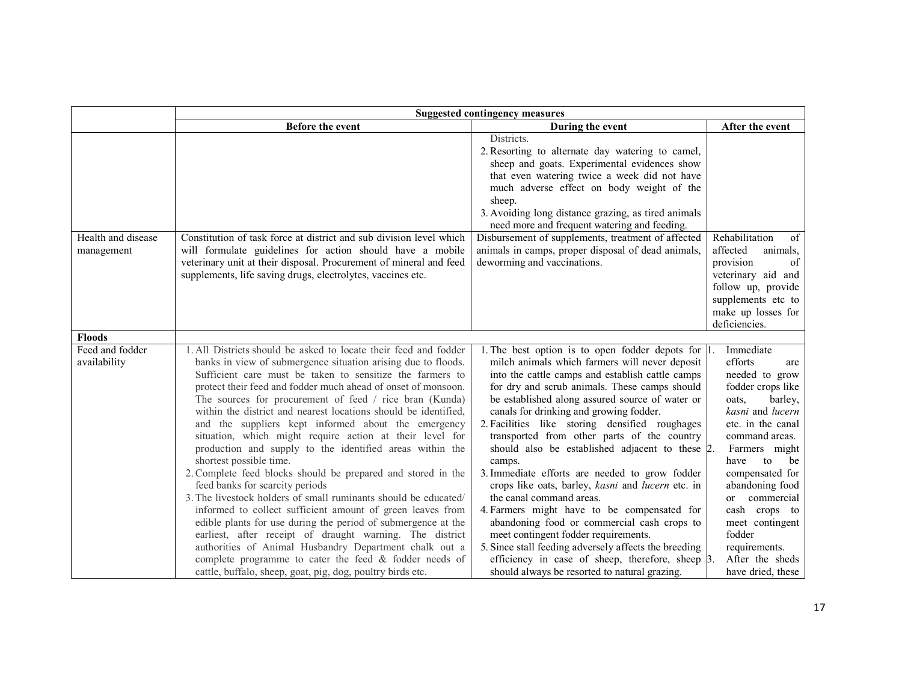| | Suggested contingency measures | | |
|---|---|---|---|
| | **Before the event** | **During the event** | **After the event** |
| | | Districts.<br>2. Resorting to alternate day watering to camel, sheep and goats. Experimental evidences show that even watering twice a week did not have much adverse effect on body weight of the sheep.<br>3. Avoiding long distance grazing, as tired animals need more and frequent watering and feeding. | |
| Health and disease management | Constitution of task force at district and sub division level which will formulate guidelines for action should have a mobile veterinary unit at their disposal. Procurement of mineral and feed supplements, life saving drugs, electrolytes, vaccines etc. | Disbursement of supplements, treatment of affected animals in camps, proper disposal of dead animals, deworming and vaccinations. | Rehabilitation of affected animals, provision of veterinary aid and follow up, provide supplements etc to make up losses for deficiencies. |
| **Floods** | | | |
| Feed and fodder availability | 1. All Districts should be asked to locate their feed and fodder banks in view of submergence situation arising due to floods. Sufficient care must be taken to sensitize the farmers to protect their feed and fodder much ahead of onset of monsoon. The sources for procurement of feed / rice bran (Kunda) within the district and nearest locations should be identified, and the suppliers kept informed about the emergency situation, which might require action at their level for production and supply to the identified areas within the shortest possible time.<br>2. Complete feed blocks should be prepared and stored in the feed banks for scarcity periods<br>3. The livestock holders of small ruminants should be educated/ informed to collect sufficient amount of green leaves from edible plants for use during the period of submergence at the earliest, after receipt of draught warning. The district authorities of Animal Husbandry Department chalk out a complete programme to cater the feed & fodder needs of cattle, buffalo, sheep, goat, pig, dog, poultry birds etc. | 1. The best option is to open fodder depots for milch animals which farmers will never deposit into the cattle camps and establish cattle camps for dry and scrub animals. These camps should be established along assured source of water or canals for drinking and growing fodder.<br>2. Facilities like storing densified roughages transported from other parts of the country should also be established adjacent to these camps.<br>3. Immediate efforts are needed to grow fodder crops like oats, barley, *kasni* and *lucern* etc. in the canal command areas.<br>4. Farmers might have to be compensated for abandoning food or commercial cash crops to meet contingent fodder requirements.<br>5. Since stall feeding adversely affects the breeding efficiency in case of sheep, therefore, sheep should always be resorted to natural grazing. | 1. Immediate efforts are needed to grow fodder crops like oats, barley, *kasni* and *lucern* etc. in the canal command areas.<br>2. Farmers might have to be compensated for abandoning food or commercial cash crops to meet contingent fodder requirements.<br>3. After the sheds have dried, these |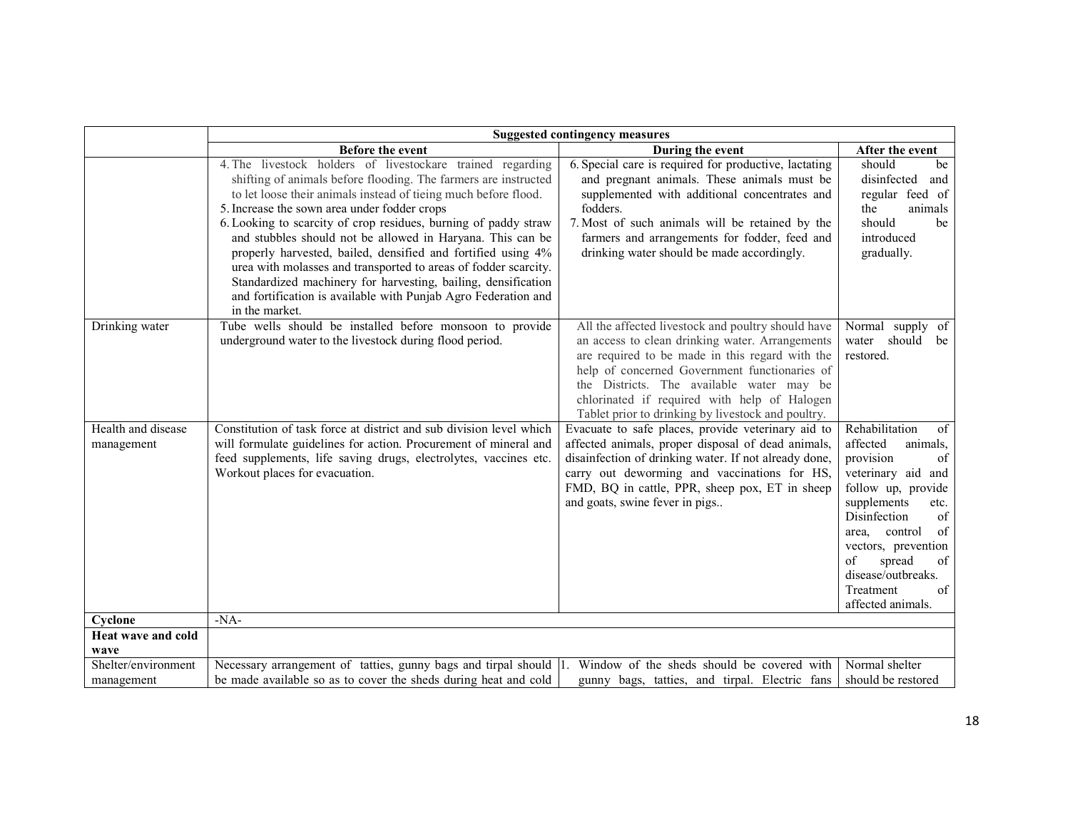| | Suggested contingency measures | | |
|---|---|---|---|
| | **Before the event** | **During the event** | **After the event** |
| | 4. The livestock holders of livestockare trained regarding shifting of animals before flooding. The farmers are instructed to let loose their animals instead of tieing much before flood.<br>5. Increase the sown area under fodder crops<br>6. Looking to scarcity of crop residues, burning of paddy straw and stubbles should not be allowed in Haryana. This can be properly harvested, bailed, densified and fortified using 4% urea with molasses and transported to areas of fodder scarcity. Standardized machinery for harvesting, bailing, densification and fortification is available with Punjab Agro Federation and in the market. | 6. Special care is required for productive, lactating and pregnant animals. These animals must be supplemented with additional concentrates and fodders.<br>7. Most of such animals will be retained by the farmers and arrangements for fodder, feed and drinking water should be made accordingly. | should be disinfected and regular feed of the animals should be introduced gradually. |
| Drinking water | Tube wells should be installed before monsoon to provide underground water to the livestock during flood period. | All the affected livestock and poultry should have an access to clean drinking water. Arrangements are required to be made in this regard with the help of concerned Government functionaries of the Districts. The available water may be chlorinated if required with help of Halogen Tablet prior to drinking by livestock and poultry. | Normal supply of water should be restored. |
| Health and disease management | Constitution of task force at district and sub division level which will formulate guidelines for action. Procurement of mineral and feed supplements, life saving drugs, electrolytes, vaccines etc. Workout places for evacuation. | Evacuate to safe places, provide veterinary aid to affected animals, proper disposal of dead animals, disainfection of drinking water. If not already done, carry out deworming and vaccinations for HS, FMD, BQ in cattle, PPR, sheep pox, ET in sheep and goats, swine fever in pigs.. | Rehabilitation of affected animals, provision of veterinary aid and follow up, provide supplements etc. Disinfection of area, control of vectors, prevention of spread of disease/outbreaks. Treatment of affected animals. |
| **Cyclone** | -NA- | | |
| **Heat wave and cold wave** | | | |
| Shelter/environment management | Necessary arrangement of tatties, gunny bags and tirpal should be made available so as to cover the sheds during heat and cold | 1. Window of the sheds should be covered with gunny bags, tatties, and tirpal. Electric fans | Normal shelter should be restored |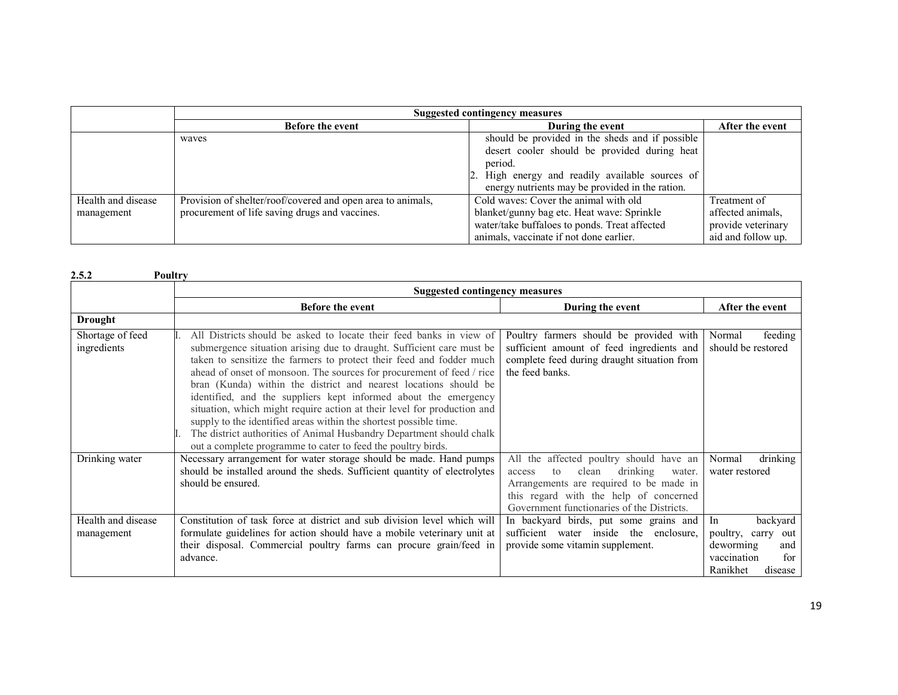| | Suggested contingency measures | | |
|---|---|---|---|
| | Before the event | During the event | After the event |
| | waves | should be provided in the sheds and if possible desert cooler should be provided during heat period.<br>2. High energy and readily available sources of energy nutrients may be provided in the ration. | |
| Health and disease management | Provision of shelter/roof/covered and open area to animals, procurement of life saving drugs and vaccines. | Cold waves: Cover the animal with old blanket/gunny bag etc. Heat wave: Sprinkle water/take buffaloes to ponds. Treat affected animals, vaccinate if not done earlier. | Treatment of affected animals, provide veterinary aid and follow up. |

**2.5.2 Poultry**

| | Suggested contingency measures | | |
|---|---|---|---|
| | Before the event | During the event | After the event |
| **Drought** | | | |
| Shortage of feed ingredients | I. All Districts should be asked to locate their feed banks in view of submergence situation arising due to draught. Sufficient care must be taken to sensitize the farmers to protect their feed and fodder much ahead of onset of monsoon. The sources for procurement of feed / rice bran (Kunda) within the district and nearest locations should be identified, and the suppliers kept informed about the emergency situation, which might require action at their level for production and supply to the identified areas within the shortest possible time.<br>I. The district authorities of Animal Husbandry Department should chalk out a complete programme to cater to feed the poultry birds. | Poultry farmers should be provided with sufficient amount of feed ingredients and complete feed during draught situation from the feed banks. | Normal feeding should be restored |
| Drinking water | Necessary arrangement for water storage should be made. Hand pumps should be installed around the sheds. Sufficient quantity of electrolytes should be ensured. | All the affected poultry should have an access to clean drinking water. Arrangements are required to be made in this regard with the help of concerned Government functionaries of the Districts. | Normal drinking water restored |
| Health and disease management | Constitution of task force at district and sub division level which will formulate guidelines for action should have a mobile veterinary unit at their disposal. Commercial poultry farms can procure grain/feed in advance. | In backyard birds, put some grains and sufficient water inside the enclosure, provide some vitamin supplement. | In backyard poultry, carry out deworming and vaccination for Ranikhet disease |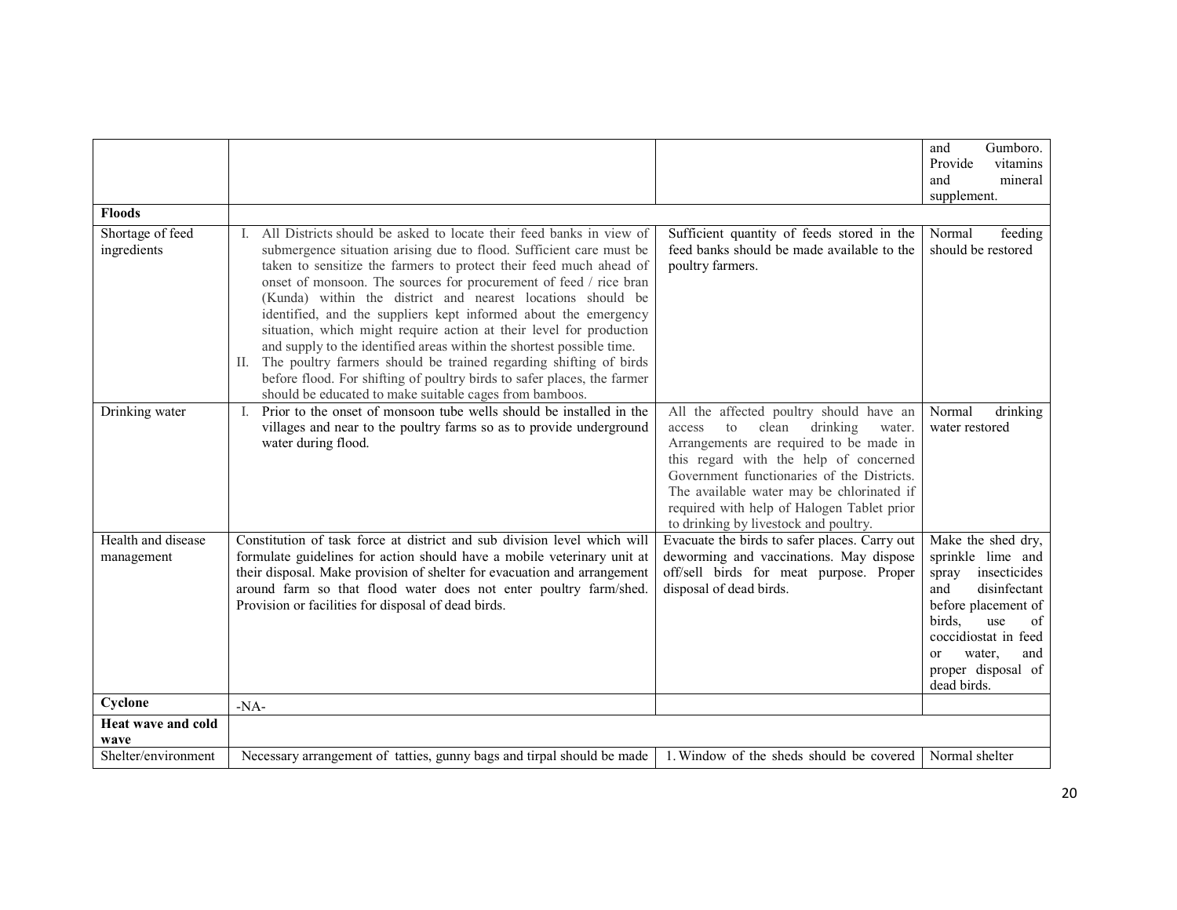| | | | |
|---|---|---|---|
| | | | and Gumboro. Provide vitamins and mineral supplement. |
| **Floods** | | | |
| Shortage of feed ingredients | I. All Districts should be asked to locate their feed banks in view of submergence situation arising due to flood. Sufficient care must be taken to sensitize the farmers to protect their feed much ahead of onset of monsoon. The sources for procurement of feed / rice bran (Kunda) within the district and nearest locations should be identified, and the suppliers kept informed about the emergency situation, which might require action at their level for production and supply to the identified areas within the shortest possible time.<br>II. The poultry farmers should be trained regarding shifting of birds before flood. For shifting of poultry birds to safer places, the farmer should be educated to make suitable cages from bamboos. | Sufficient quantity of feeds stored in the feed banks should be made available to the poultry farmers. | Normal feeding should be restored |
| Drinking water | I. Prior to the onset of monsoon tube wells should be installed in the villages and near to the poultry farms so as to provide underground water during flood. | All the affected poultry should have an access to clean drinking water. Arrangements are required to be made in this regard with the help of concerned Government functionaries of the Districts. The available water may be chlorinated if required with help of Halogen Tablet prior to drinking by livestock and poultry. | Normal drinking water restored |
| Health and disease management | Constitution of task force at district and sub division level which will formulate guidelines for action should have a mobile veterinary unit at their disposal. Make provision of shelter for evacuation and arrangement around farm so that flood water does not enter poultry farm/shed. Provision or facilities for disposal of dead birds. | Evacuate the birds to safer places. Carry out deworming and vaccinations. May dispose off/sell birds for meat purpose. Proper disposal of dead birds. | Make the shed dry, sprinkle lime and spray insecticides and disinfectant before placement of birds, use of coccidiostat in feed or water, and proper disposal of dead birds. |
| **Cyclone** | -NA- | | |
| **Heat wave and cold wave** | | | |
| Shelter/environment | Necessary arrangement of tatties, gunny bags and tirpal should be made | 1. Window of the sheds should be covered | Normal shelter |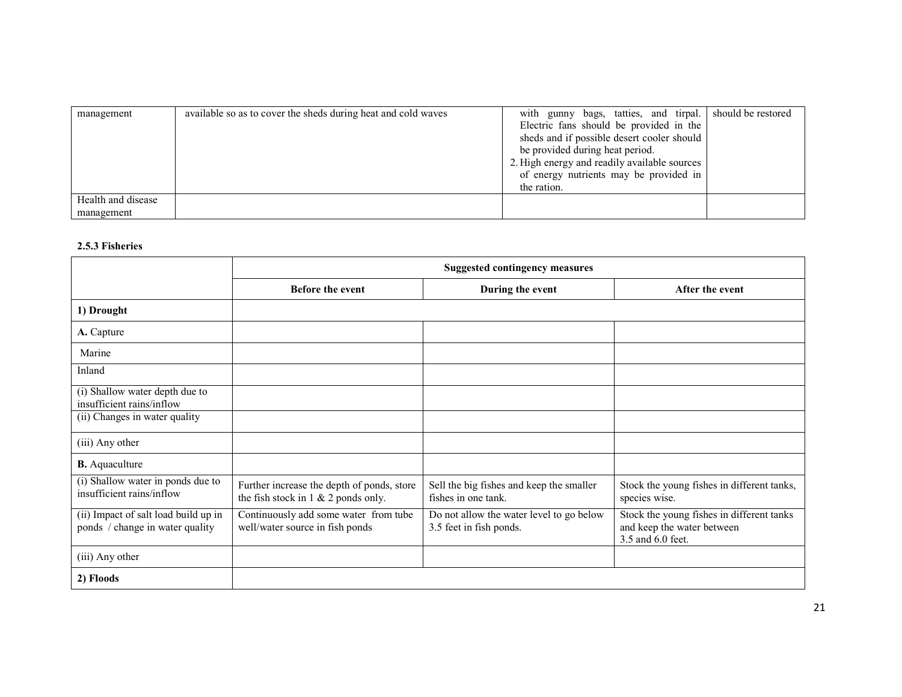| management | available so as to cover the sheds during heat and cold waves | with gunny bags, tatties, and tirpal. Electric fans should be provided in the sheds and if possible desert cooler should be provided during heat period.<br>2. High energy and readily available sources of energy nutrients may be provided in the ration. | should be restored |
|---|---|---|---|
| Health and disease management | | | |

**2.5.3 Fisheries**

| | Suggested contingency measures | | |
|---|---|---|---|
| | **Before the event** | **During the event** | **After the event** |
| **1) Drought** | | | |
| **A.** Capture | | | |
| Marine | | | |
| Inland | | | |
| (i) Shallow water depth due to insufficient rains/inflow | | | |
| (ii) Changes in water quality | | | |
| (iii) Any other | | | |
| **B.** Aquaculture | | | |
| (i) Shallow water in ponds due to insufficient rains/inflow | Further increase the depth of ponds, store the fish stock in 1 & 2 ponds only. | Sell the big fishes and keep the smaller fishes in one tank. | Stock the young fishes in different tanks, species wise. |
| (ii) Impact of salt load build up in ponds / change in water quality | Continuously add some water from tube well/water source in fish ponds | Do not allow the water level to go below 3.5 feet in fish ponds. | Stock the young fishes in different tanks and keep the water between 3.5 and 6.0 feet. |
| (iii) Any other | | | |
| **2) Floods** | | | |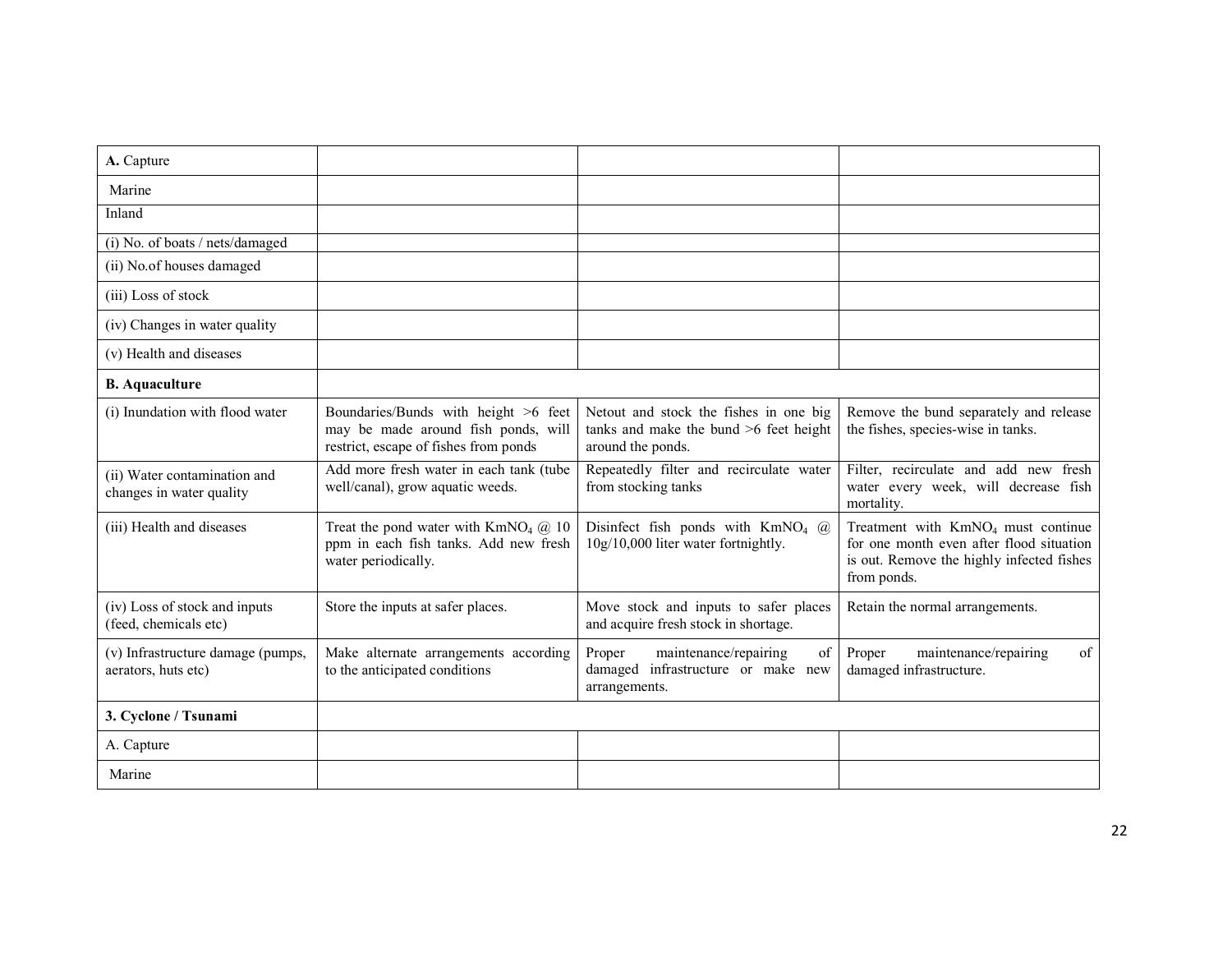| **A.** Capture | | | |
|---|---|---|---|
| Marine | | | |
| Inland | | | |
| (i) No. of boats / nets/damaged | | | |
| (ii) No.of houses damaged | | | |
| (iii) Loss of stock | | | |
| (iv) Changes in water quality | | | |
| (v) Health and diseases | | | |
| **B. Aquaculture** | | | |
| (i) Inundation with flood water | Boundaries/Bunds with height >6 feet may be made around fish ponds, will restrict, escape of fishes from ponds | Netout and stock the fishes in one big tanks and make the bund >6 feet height around the ponds. | Remove the bund separately and release the fishes, species-wise in tanks. |
| (ii) Water contamination and changes in water quality | Add more fresh water in each tank (tube well/canal), grow aquatic weeds. | Repeatedly filter and recirculate water from stocking tanks | Filter, recirculate and add new fresh water every week, will decrease fish mortality. |
| (iii) Health and diseases | Treat the pond water with $KmNO_4$ @ 10 ppm in each fish tanks. Add new fresh water periodically. | Disinfect fish ponds with $KmNO_4$ @ 10g/10,000 liter water fortnightly. | Treatment with $KmNO_4$ must continue for one month even after flood situation is out. Remove the highly infected fishes from ponds. |
| (iv) Loss of stock and inputs (feed, chemicals etc) | Store the inputs at safer places. | Move stock and inputs to safer places and acquire fresh stock in shortage. | Retain the normal arrangements. |
| (v) Infrastructure damage (pumps, aerators, huts etc) | Make alternate arrangements according to the anticipated conditions | Proper maintenance/repairing of damaged infrastructure or make new arrangements. | Proper maintenance/repairing of damaged infrastructure. |
| **3. Cyclone / Tsunami** | | | |
| A. Capture | | | |
| Marine | | | |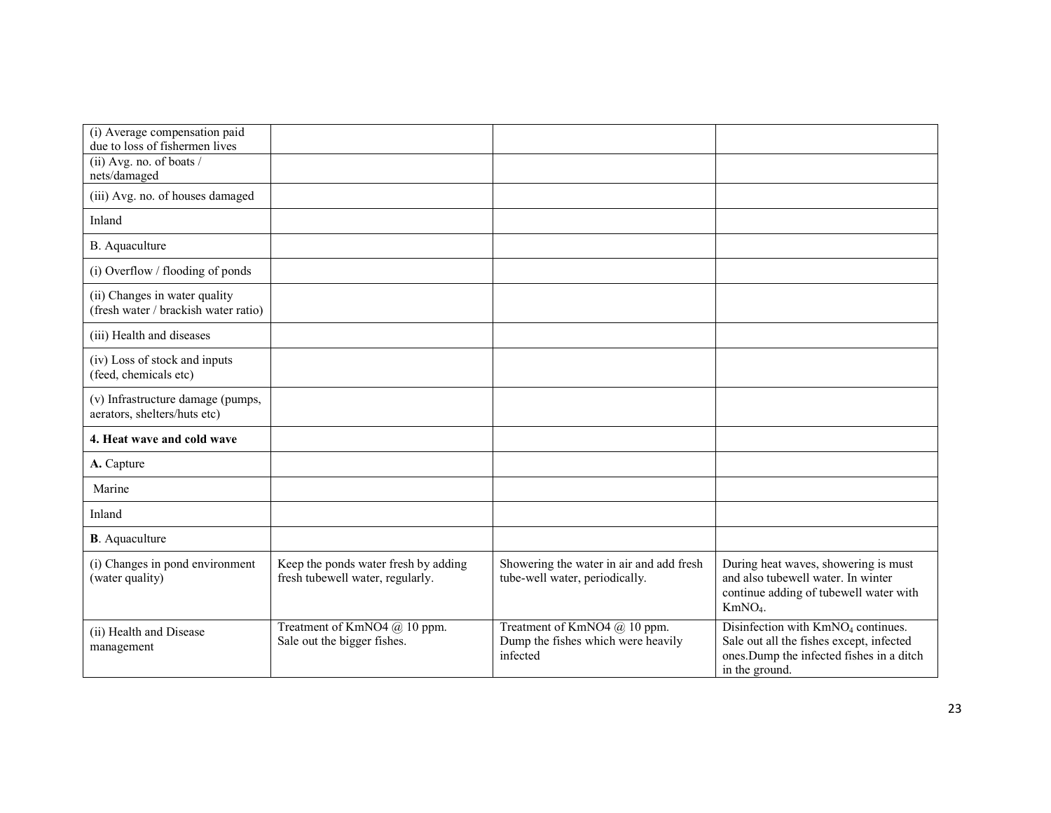| | | | |
|---|---|---|---|
| (i) Average compensation paid due to loss of fishermen lives | | | |
| (ii) Avg. no. of boats / nets/damaged | | | |
| (iii) Avg. no. of houses damaged | | | |
| Inland | | | |
| B. Aquaculture | | | |
| (i) Overflow / flooding of ponds | | | |
| (ii) Changes in water quality (fresh water / brackish water ratio) | | | |
| (iii) Health and diseases | | | |
| (iv) Loss of stock and inputs (feed, chemicals etc) | | | |
| (v) Infrastructure damage (pumps, aerators, shelters/huts etc) | | | |
| **4. Heat wave and cold wave** | | | |
| **A.** Capture | | | |
| Marine | | | |
| Inland | | | |
| **B**. Aquaculture | | | |
| (i) Changes in pond environment (water quality) | Keep the ponds water fresh by adding fresh tubewell water, regularly. | Showering the water in air and add fresh tube-well water, periodically. | During heat waves, showering is must and also tubewell water. In winter continue adding of tubewell water with $KmNO_4$. |
| (ii) Health and Disease management | Treatment of KmNO4 @ 10 ppm. Sale out the bigger fishes. | Treatment of KmNO4 @ 10 ppm. Dump the fishes which were heavily infected | Disinfection with $KmNO_4$ continues. Sale out all the fishes except, infected ones.Dump the infected fishes in a ditch in the ground. |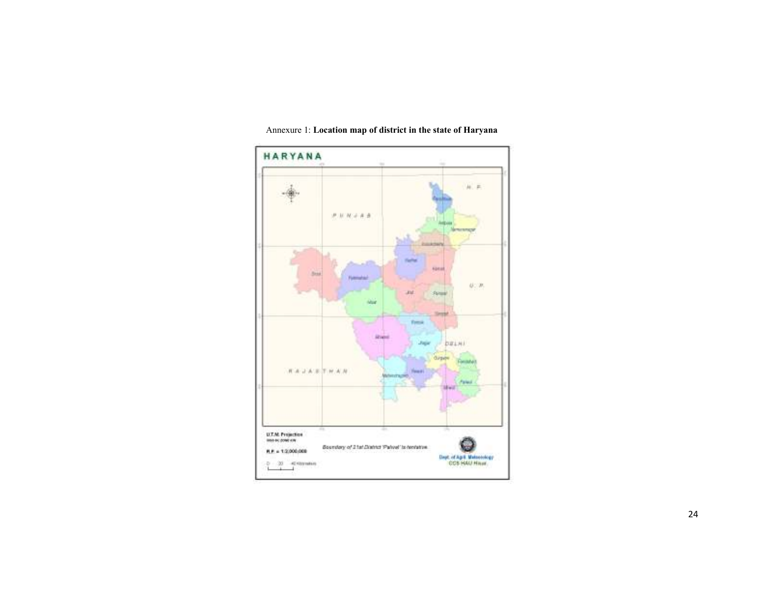Annexure 1: **Location map of district in the state of Haryana**

**HARYANA**

PUNJAB

H. P.

U. P.

DELHI

RAJASTHAN

Panchkula

Ambala

Yamunanagar

Kurukshetra

Kaithal

Karnal

Sirsa

Fatehabad

Jind

Panipat

Hisar

Sonipat

Rohtak

Bhiwani

Jhajjar

Gurgaon

Faridabad

Rewari

Mahendragarh

Palwal

Mewat

U.T.M. Projection

R.F. = 1:2,000,000

0 20 40 Kilometers

*Boundary of 21st District 'Palwal' is tentative.*

Dept. of Agril. Meteorology
CCS HAU Hisar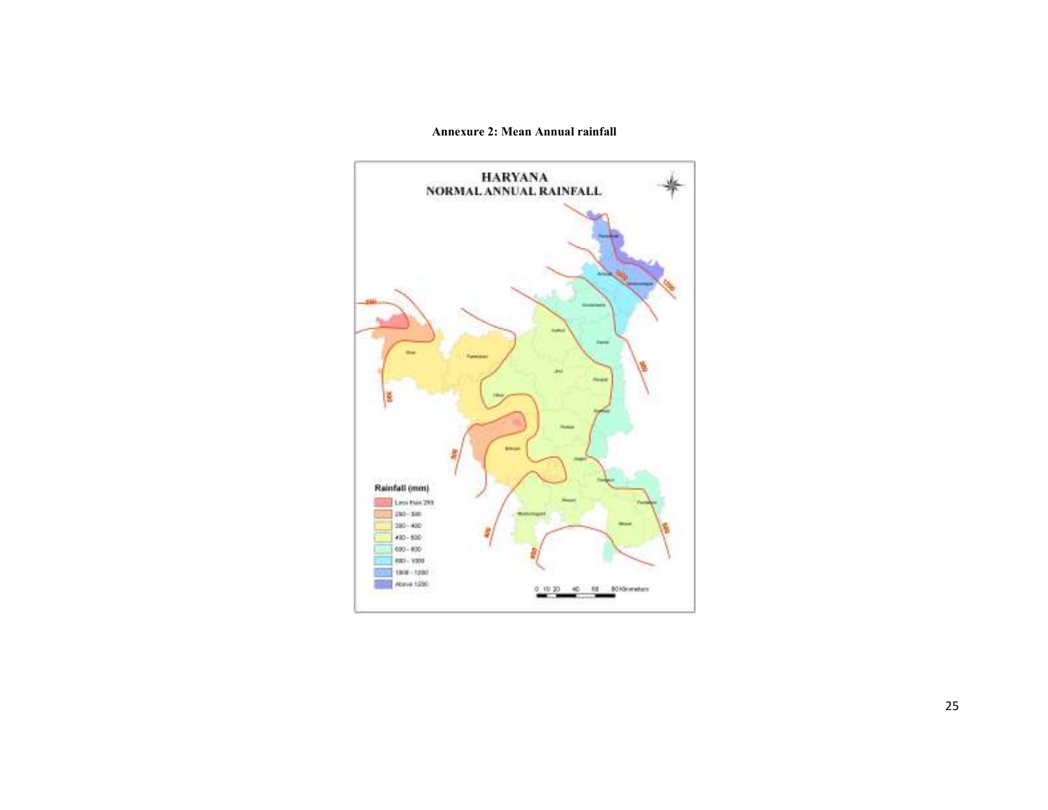**Annexure 2: Mean Annual rainfall**

HARYANA
NORMAL ANNUAL RAINFALL

Rainfall (mm)
Less than 250
250 - 300
300 - 400
400 - 500
500 - 800
800 - 1000
1000 - 1200
Above 1200

0 10 20 40 60 80 Kilometers